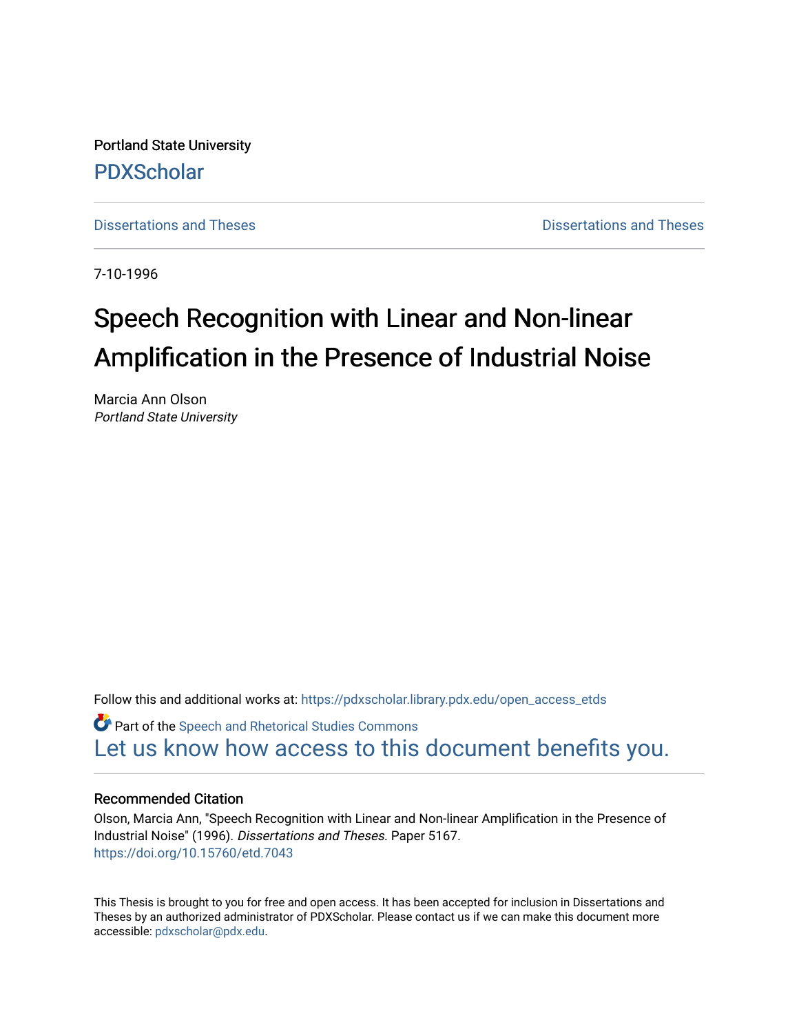Portland State University

[PDXScholar](https://pdxscholar.library.pdx.edu/)

[Dissertations and Theses](https://pdxscholar.library.pdx.edu/open_access_etds) | [Dissertations and Theses](https://pdxscholar.library.pdx.edu/etds)

7-10-1996

# Speech Recognition with Linear and Non-linear Amplification in the Presence of Industrial Noise

Marcia Ann Olson
*Portland State University*

Follow this and additional works at: https://pdxscholar.library.pdx.edu/open_access_etds

Part of the Speech and Rhetorical Studies Commons

Let us know how access to this document benefits you.

## Recommended Citation

Olson, Marcia Ann, "Speech Recognition with Linear and Non-linear Amplification in the Presence of Industrial Noise" (1996). *Dissertations and Theses.* Paper 5167.
https://doi.org/10.15760/etd.7043

This Thesis is brought to you for free and open access. It has been accepted for inclusion in Dissertations and Theses by an authorized administrator of PDXScholar. Please contact us if we can make this document more accessible: pdxscholar@pdx.edu.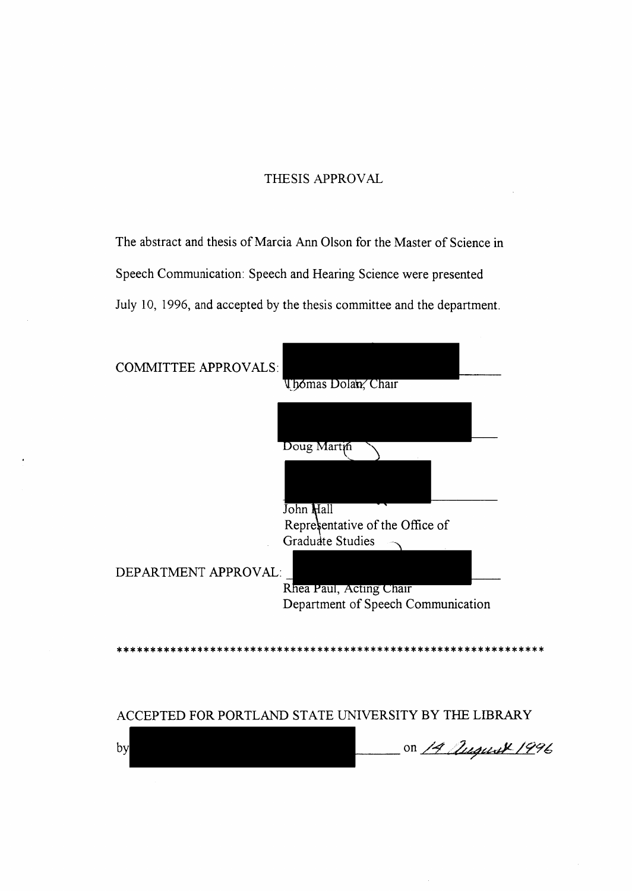# THESIS APPROVAL

The abstract and thesis of Marcia Ann Olson for the Master of Science in Speech Communication: Speech and Hearing Science were presented July 10, 1996, and accepted by the thesis committee and the department.

COMMITTEE APPROVALS: ______________________
Thomas Dolan, Chair

______________________
Doug Martin

______________________
John Hall
Representative of the Office of Graduate Studies

DEPARTMENT APPROVAL: ______________________
Rhea Paul, Acting Chair
Department of Speech Communication

\*\*\*\*\*\*\*\*\*\*\*\*\*\*\*\*\*\*\*\*\*\*\*\*\*\*\*\*\*\*\*\*\*\*\*\*\*\*\*\*\*\*\*\*\*\*\*\*\*\*\*\*\*\*\*\*\*\*\*\*\*\*\*\*\*\*

ACCEPTED FOR PORTLAND STATE UNIVERSITY BY THE LIBRARY

by ______________________ on *14 August 1996*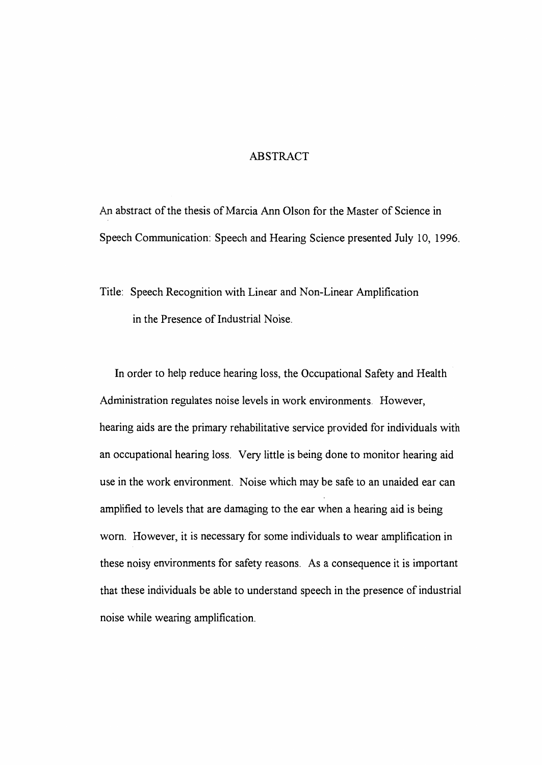# ABSTRACT

An abstract of the thesis of Marcia Ann Olson for the Master of Science in Speech Communication: Speech and Hearing Science presented July 10, 1996.

Title: Speech Recognition with Linear and Non-Linear Amplification in the Presence of Industrial Noise.

In order to help reduce hearing loss, the Occupational Safety and Health Administration regulates noise levels in work environments. However, hearing aids are the primary rehabilitative service provided for individuals with an occupational hearing loss. Very little is being done to monitor hearing aid use in the work environment. Noise which may be safe to an unaided ear can amplified to levels that are damaging to the ear when a hearing aid is being worn. However, it is necessary for some individuals to wear amplification in these noisy environments for safety reasons. As a consequence it is important that these individuals be able to understand speech in the presence of industrial noise while wearing amplification.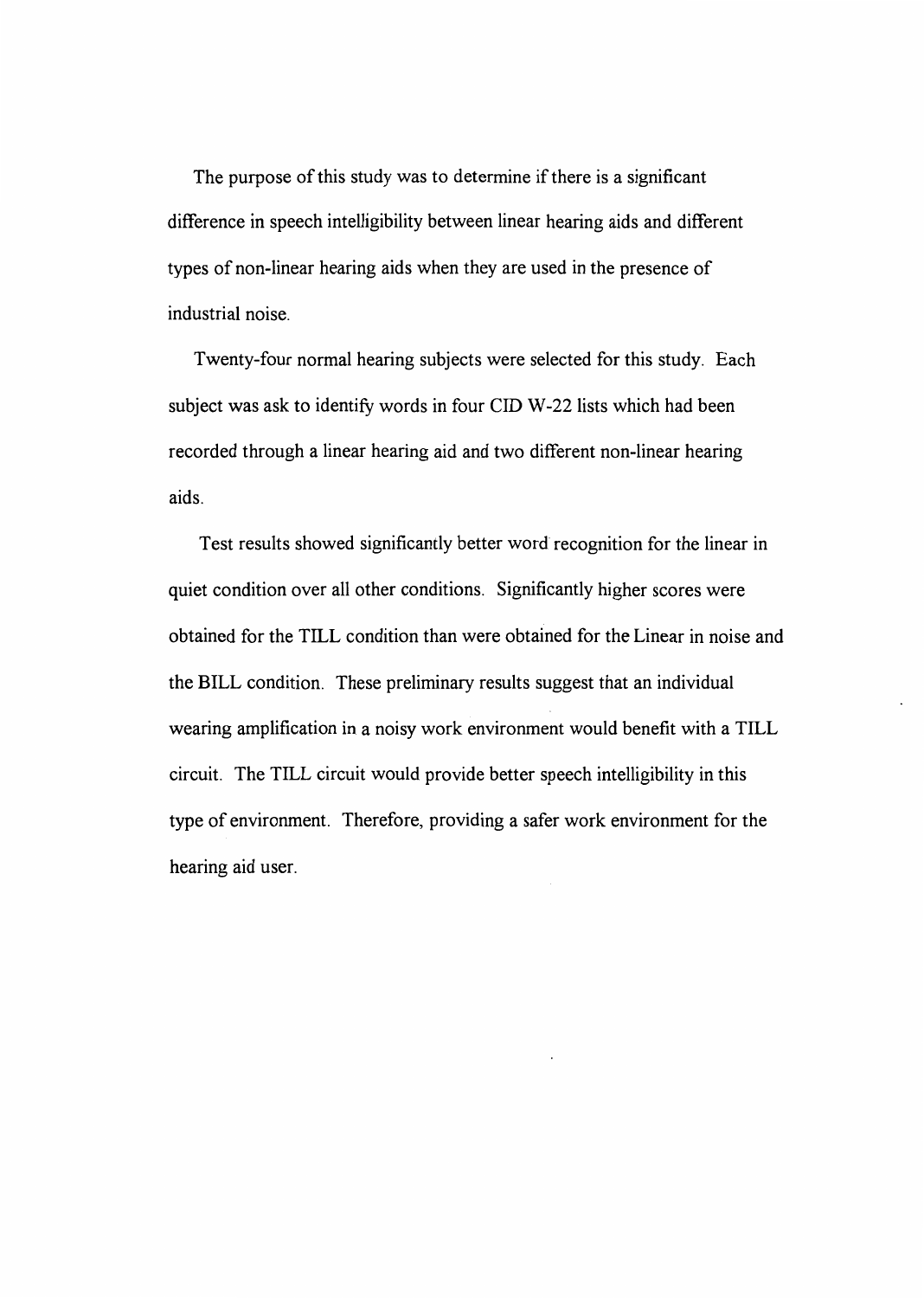The purpose of this study was to determine if there is a significant difference in speech intelligibility between linear hearing aids and different types of non-linear hearing aids when they are used in the presence of industrial noise.

Twenty-four normal hearing subjects were selected for this study. Each subject was ask to identify words in four CID W-22 lists which had been recorded through a linear hearing aid and two different non-linear hearing aids.

Test results showed significantly better word recognition for the linear in quiet condition over all other conditions. Significantly higher scores were obtained for the TILL condition than were obtained for the Linear in noise and the BILL condition. These preliminary results suggest that an individual wearing amplification in a noisy work environment would benefit with a TILL circuit. The TILL circuit would provide better speech intelligibility in this type of environment. Therefore, providing a safer work environment for the hearing aid user.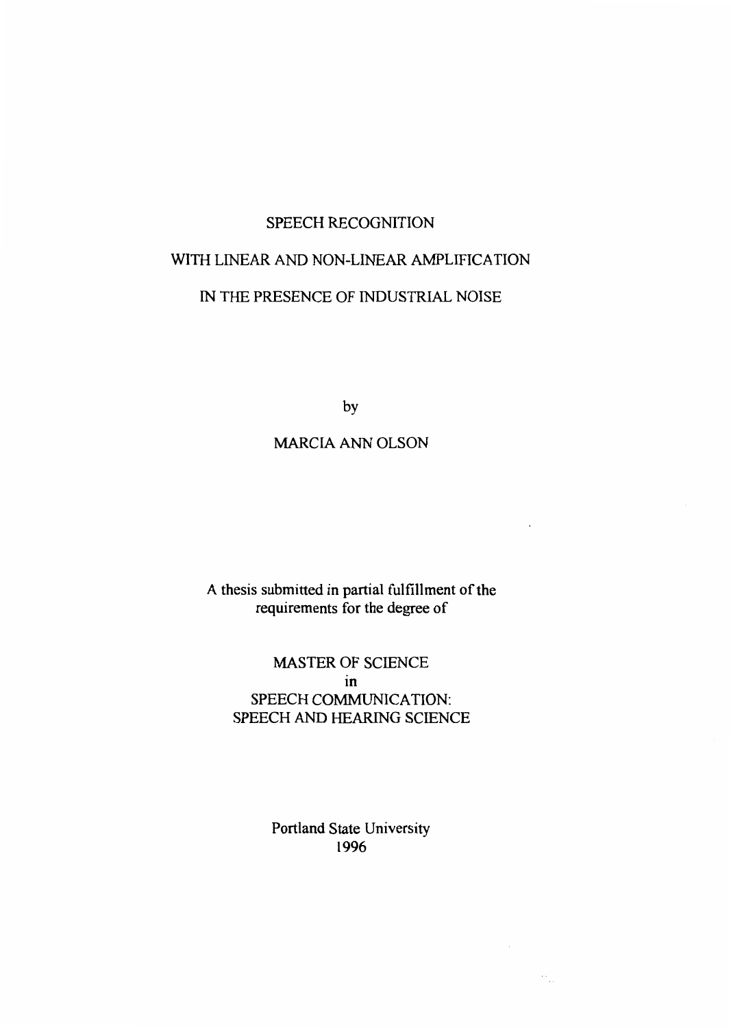# SPEECH RECOGNITION
# WITH LINEAR AND NON-LINEAR AMPLIFICATION
# IN THE PRESENCE OF INDUSTRIAL NOISE

by

MARCIA ANN OLSON

A thesis submitted in partial fulfillment of the requirements for the degree of

MASTER OF SCIENCE
in
SPEECH COMMUNICATION:
SPEECH AND HEARING SCIENCE

Portland State University
1996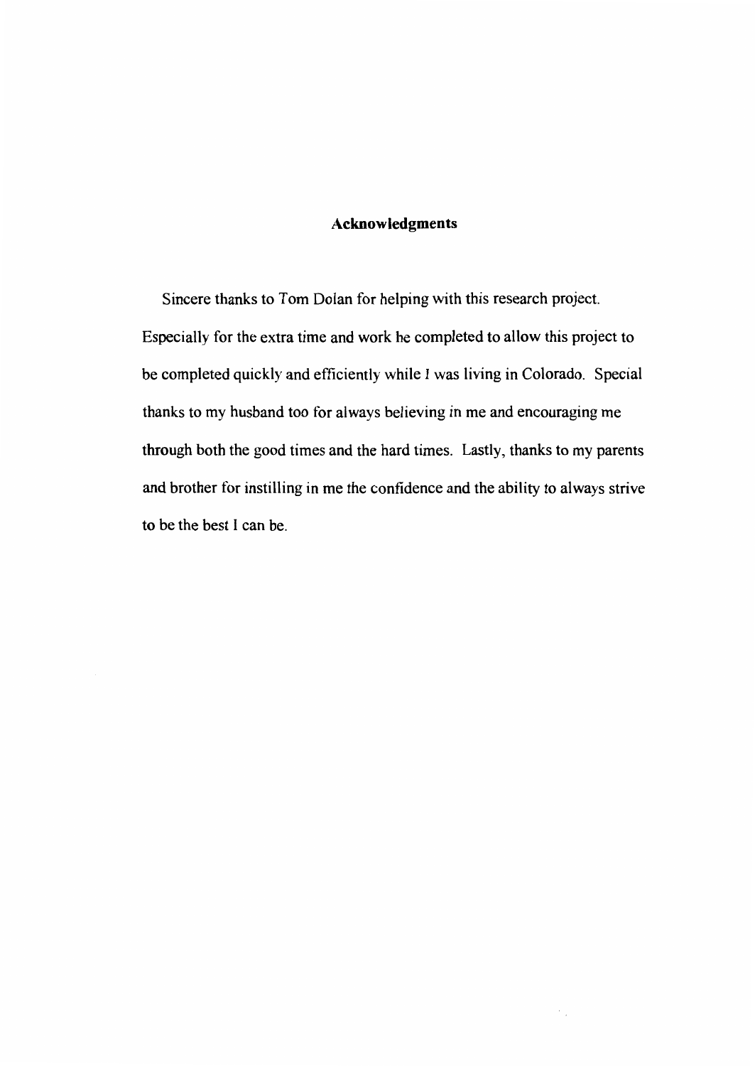# Acknowledgments

Sincere thanks to Tom Dolan for helping with this research project. Especially for the extra time and work he completed to allow this project to be completed quickly and efficiently while I was living in Colorado. Special thanks to my husband too for always believing in me and encouraging me through both the good times and the hard times. Lastly, thanks to my parents and brother for instilling in me the confidence and the ability to always strive to be the best I can be.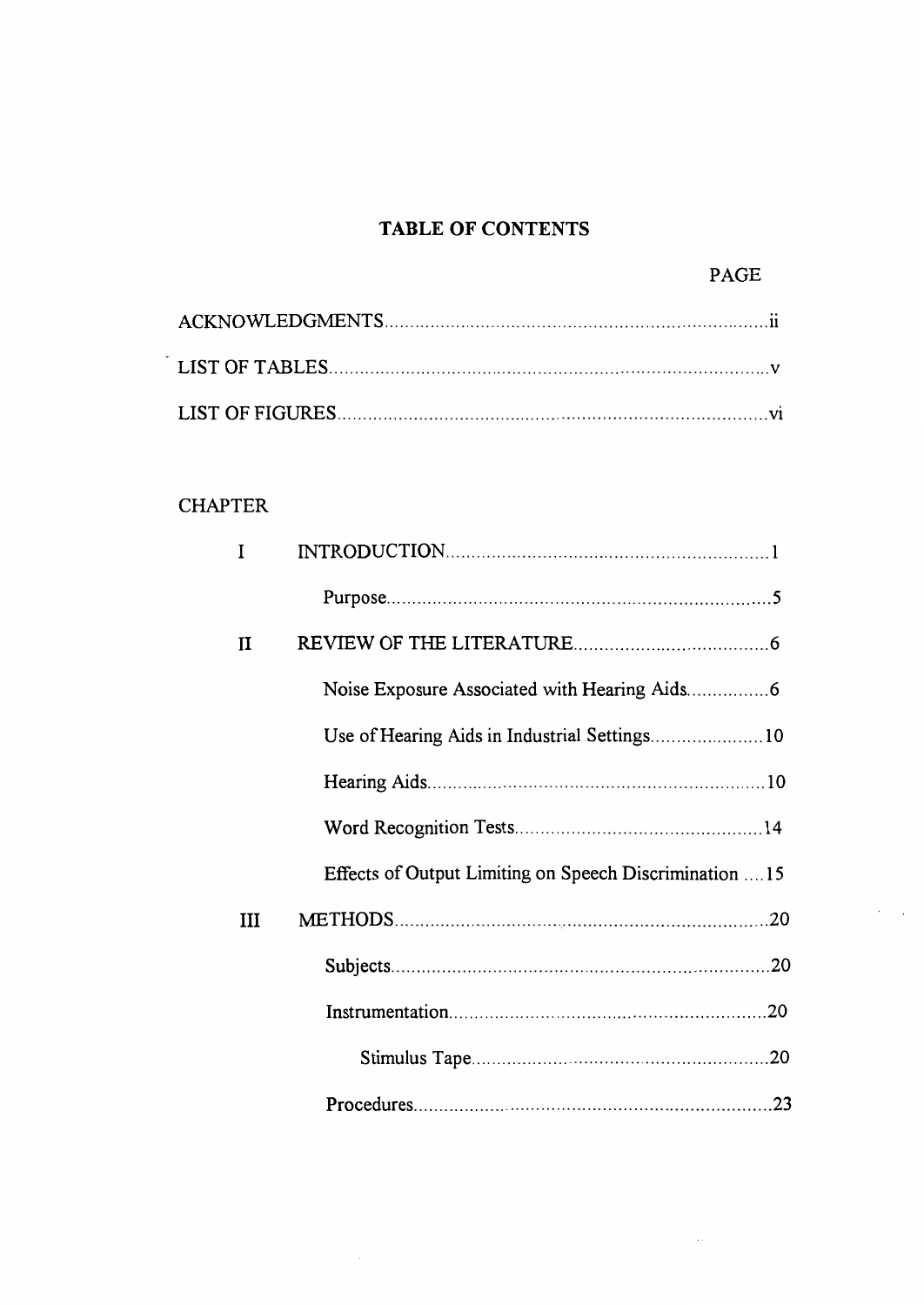# TABLE OF CONTENTS

| | PAGE |
|---|---|
| ACKNOWLEDGMENTS | ii |
| LIST OF TABLES | v |
| LIST OF FIGURES | vi |

CHAPTER

| | | PAGE |
|---|---|---|
| I | INTRODUCTION | 1 |
| | Purpose | 5 |
| II | REVIEW OF THE LITERATURE | 6 |
| | Noise Exposure Associated with Hearing Aids | 6 |
| | Use of Hearing Aids in Industrial Settings | 10 |
| | Hearing Aids | 10 |
| | Word Recognition Tests | 14 |
| | Effects of Output Limiting on Speech Discrimination | 15 |
| III | METHODS | 20 |
| | Subjects | 20 |
| | Instrumentation | 20 |
| | Stimulus Tape | 20 |
| | Procedures | 23 |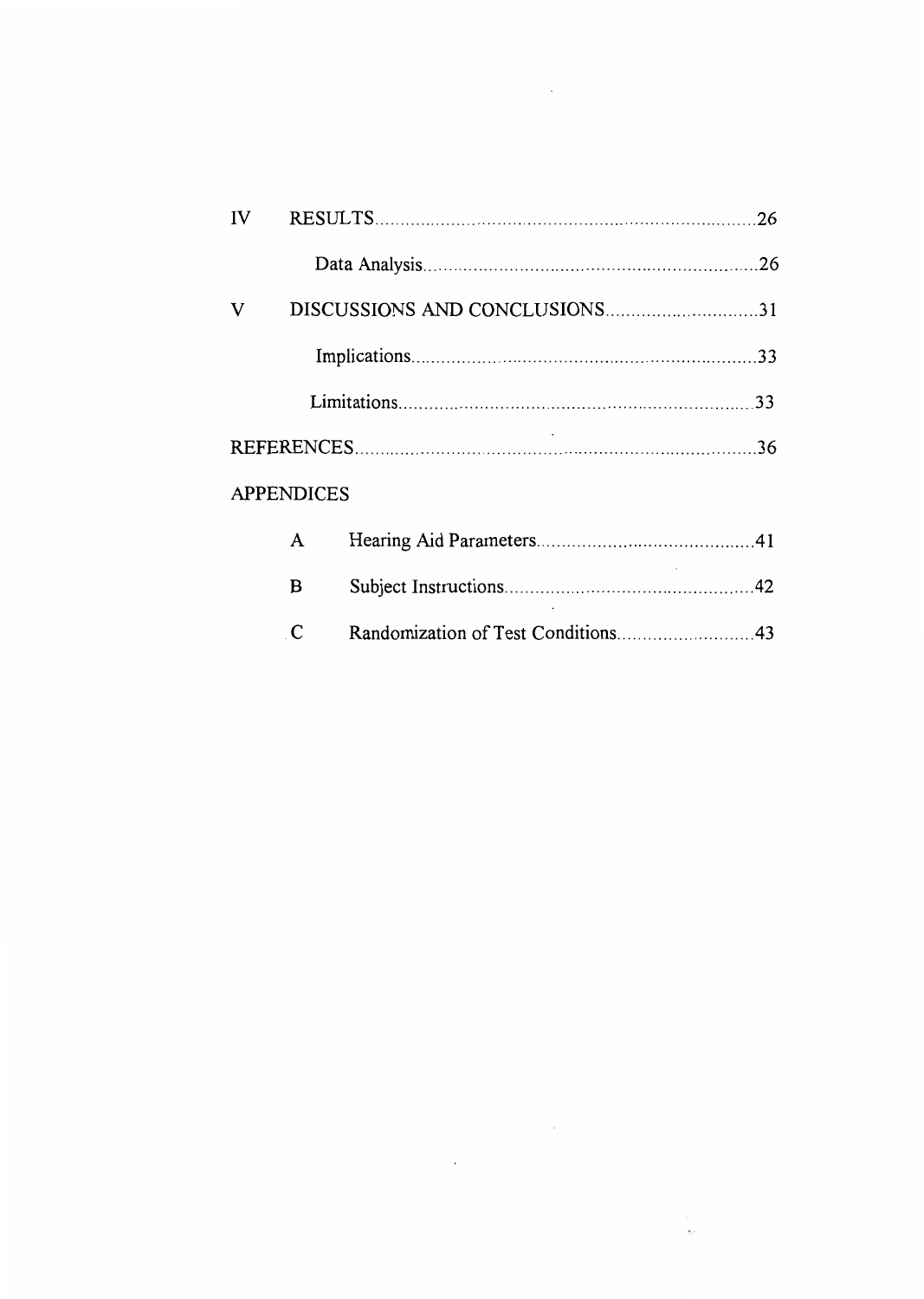| | | |
|---|---|---|
| IV | RESULTS | 26 |
| | Data Analysis | 26 |
| V | DISCUSSIONS AND CONCLUSIONS | 31 |
| | Implications | 33 |
| | Limitations | 33 |
| REFERENCES | | 36 |
| APPENDICES | | |
| A | Hearing Aid Parameters | 41 |
| B | Subject Instructions | 42 |
| C | Randomization of Test Conditions | 43 |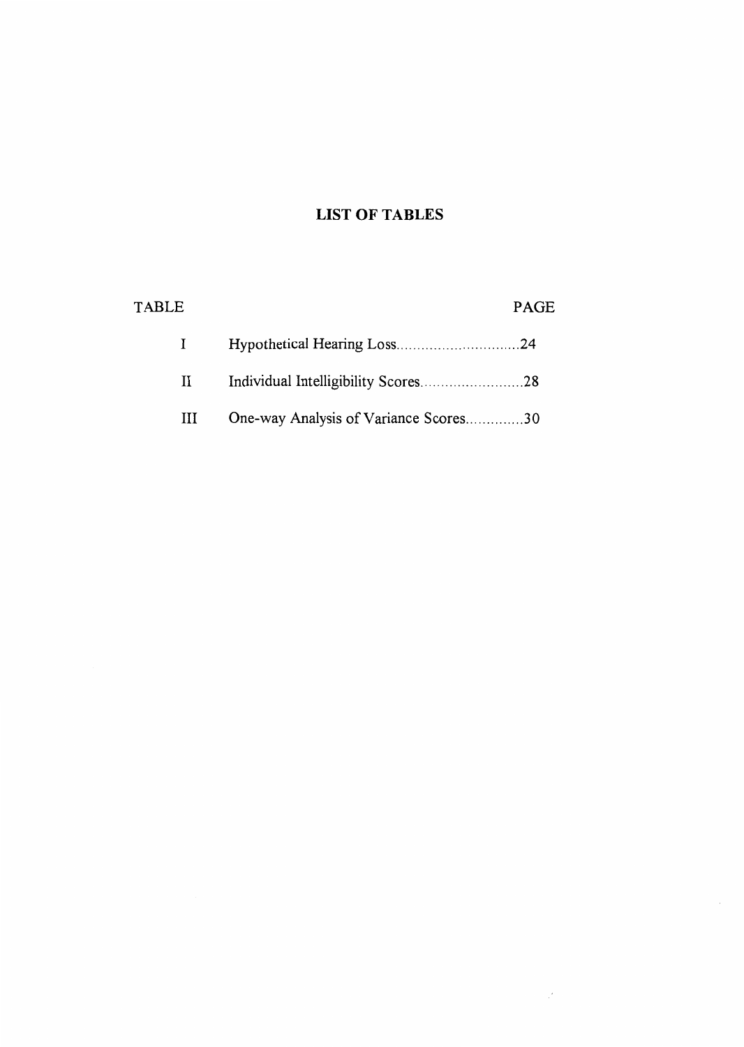# LIST OF TABLES

| TABLE | | PAGE |
|---|---|---|
| I | Hypothetical Hearing Loss | 24 |
| II | Individual Intelligibility Scores | 28 |
| III | One-way Analysis of Variance Scores | 30 |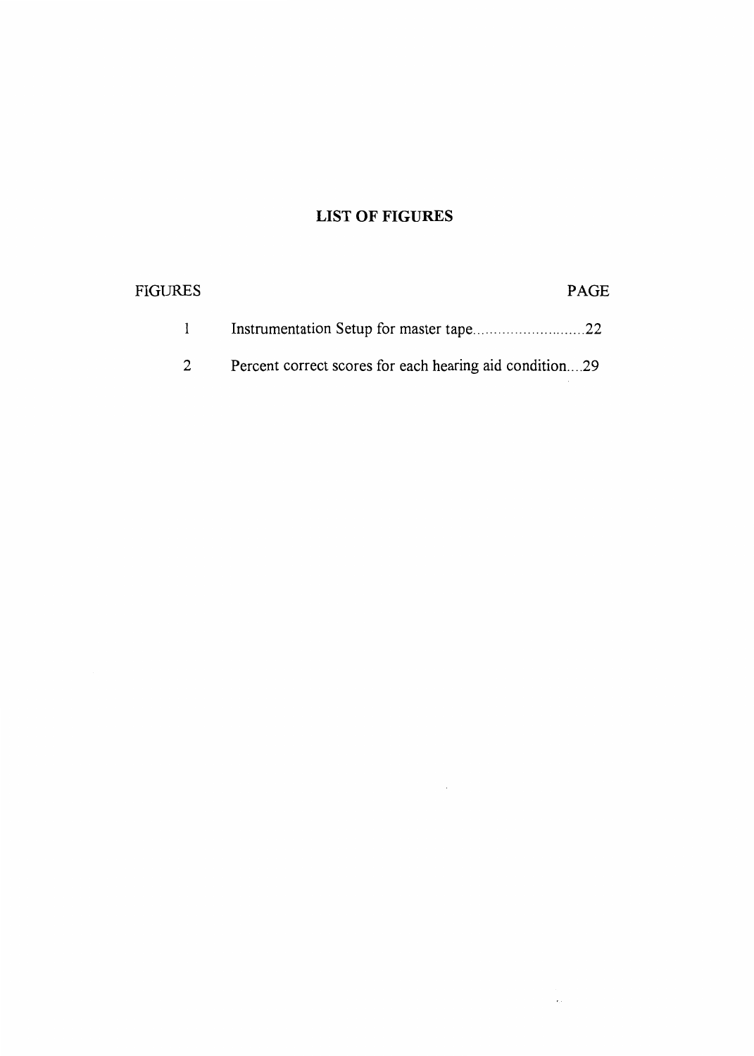# LIST OF FIGURES

| FIGURES | | PAGE |
| --- | --- | --- |
| 1 | Instrumentation Setup for master tape | 22 |
| 2 | Percent correct scores for each hearing aid condition | 29 |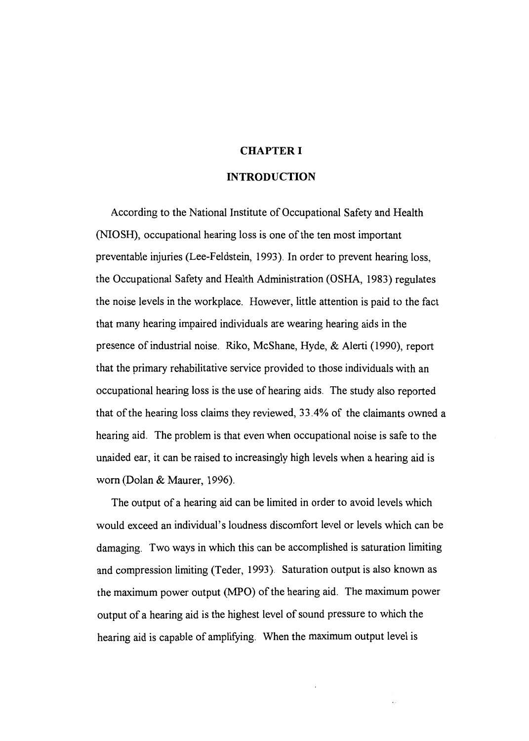# CHAPTER I

## INTRODUCTION

According to the National Institute of Occupational Safety and Health (NIOSH), occupational hearing loss is one of the ten most important preventable injuries (Lee-Feldstein, 1993). In order to prevent hearing loss, the Occupational Safety and Health Administration (OSHA, 1983) regulates the noise levels in the workplace. However, little attention is paid to the fact that many hearing impaired individuals are wearing hearing aids in the presence of industrial noise. Riko, McShane, Hyde, & Alerti (1990), report that the primary rehabilitative service provided to those individuals with an occupational hearing loss is the use of hearing aids. The study also reported that of the hearing loss claims they reviewed, 33.4% of the claimants owned a hearing aid. The problem is that even when occupational noise is safe to the unaided ear, it can be raised to increasingly high levels when a hearing aid is worn (Dolan & Maurer, 1996).

The output of a hearing aid can be limited in order to avoid levels which would exceed an individual's loudness discomfort level or levels which can be damaging. Two ways in which this can be accomplished is saturation limiting and compression limiting (Teder, 1993). Saturation output is also known as the maximum power output (MPO) of the hearing aid. The maximum power output of a hearing aid is the highest level of sound pressure to which the hearing aid is capable of amplifying. When the maximum output level is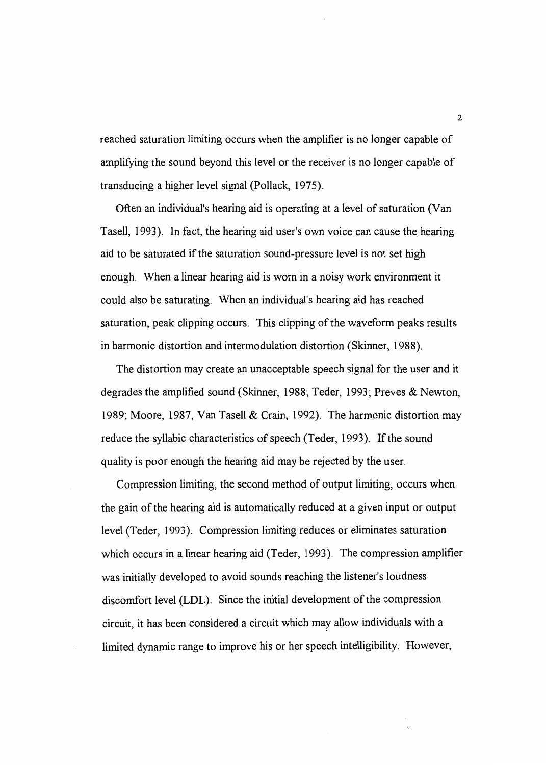reached saturation limiting occurs when the amplifier is no longer capable of amplifying the sound beyond this level or the receiver is no longer capable of transducing a higher level signal (Pollack, 1975).

Often an individual's hearing aid is operating at a level of saturation (Van Tasell, 1993). In fact, the hearing aid user's own voice can cause the hearing aid to be saturated if the saturation sound-pressure level is not set high enough. When a linear hearing aid is worn in a noisy work environment it could also be saturating. When an individual's hearing aid has reached saturation, peak clipping occurs. This clipping of the waveform peaks results in harmonic distortion and intermodulation distortion (Skinner, 1988).

The distortion may create an unacceptable speech signal for the user and it degrades the amplified sound (Skinner, 1988; Teder, 1993; Preves & Newton, 1989; Moore, 1987, Van Tasell & Crain, 1992). The harmonic distortion may reduce the syllabic characteristics of speech (Teder, 1993). If the sound quality is poor enough the hearing aid may be rejected by the user.

Compression limiting, the second method of output limiting, occurs when the gain of the hearing aid is automatically reduced at a given input or output level (Teder, 1993). Compression limiting reduces or eliminates saturation which occurs in a linear hearing aid (Teder, 1993). The compression amplifier was initially developed to avoid sounds reaching the listener's loudness discomfort level (LDL). Since the initial development of the compression circuit, it has been considered a circuit which may allow individuals with a limited dynamic range to improve his or her speech intelligibility. However,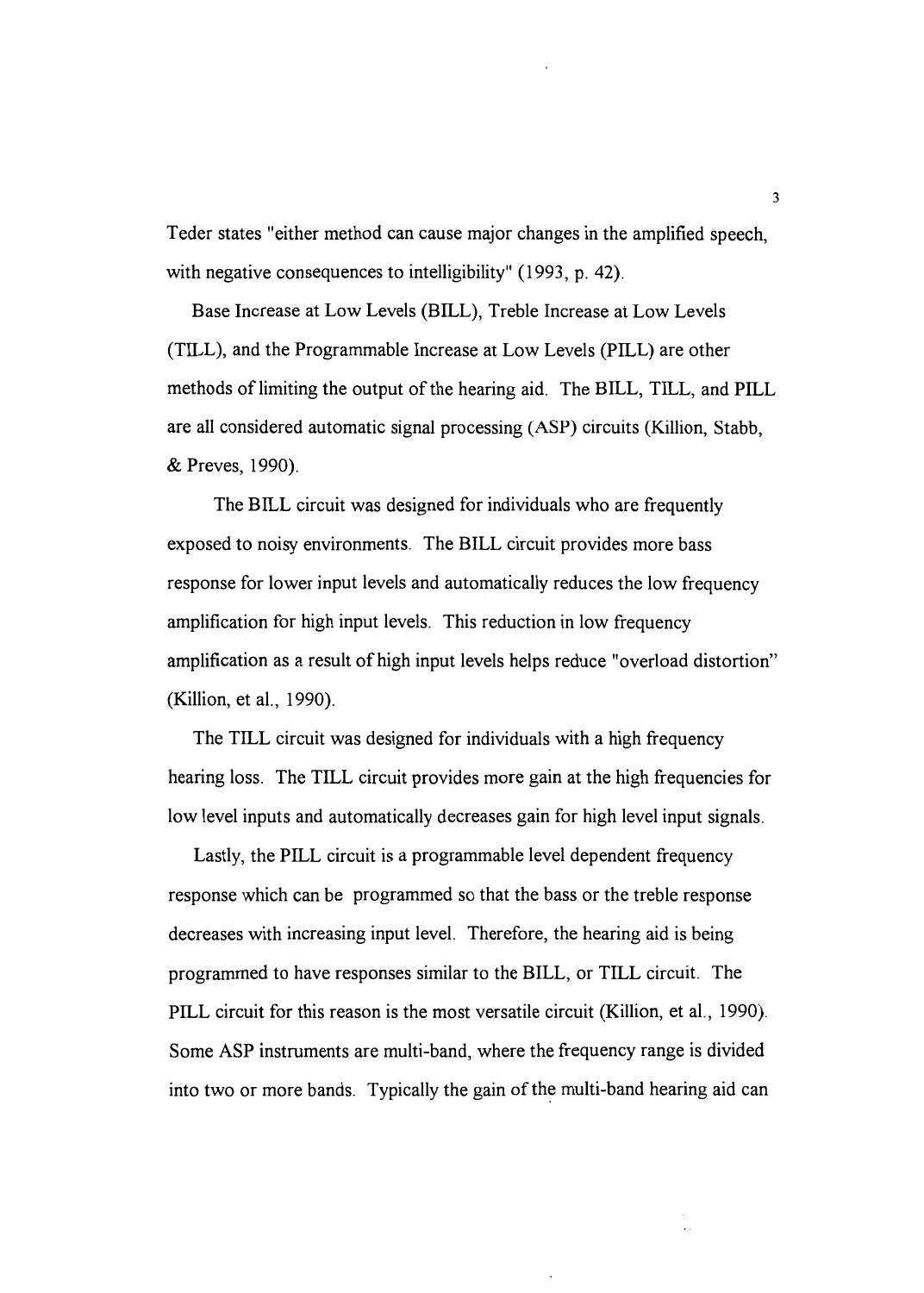Teder states "either method can cause major changes in the amplified speech, with negative consequences to intelligibility" (1993, p. 42).

Base Increase at Low Levels (BILL), Treble Increase at Low Levels (TILL), and the Programmable Increase at Low Levels (PILL) are other methods of limiting the output of the hearing aid. The BILL, TILL, and PILL are all considered automatic signal processing (ASP) circuits (Killion, Stabb, & Preves, 1990).

The BILL circuit was designed for individuals who are frequently exposed to noisy environments. The BILL circuit provides more bass response for lower input levels and automatically reduces the low frequency amplification for high input levels. This reduction in low frequency amplification as a result of high input levels helps reduce "overload distortion" (Killion, et al., 1990).

The TILL circuit was designed for individuals with a high frequency hearing loss. The TILL circuit provides more gain at the high frequencies for low level inputs and automatically decreases gain for high level input signals.

Lastly, the PILL circuit is a programmable level dependent frequency response which can be programmed so that the bass or the treble response decreases with increasing input level. Therefore, the hearing aid is being programmed to have responses similar to the BILL, or TILL circuit. The PILL circuit for this reason is the most versatile circuit (Killion, et al., 1990). Some ASP instruments are multi-band, where the frequency range is divided into two or more bands. Typically the gain of the multi-band hearing aid can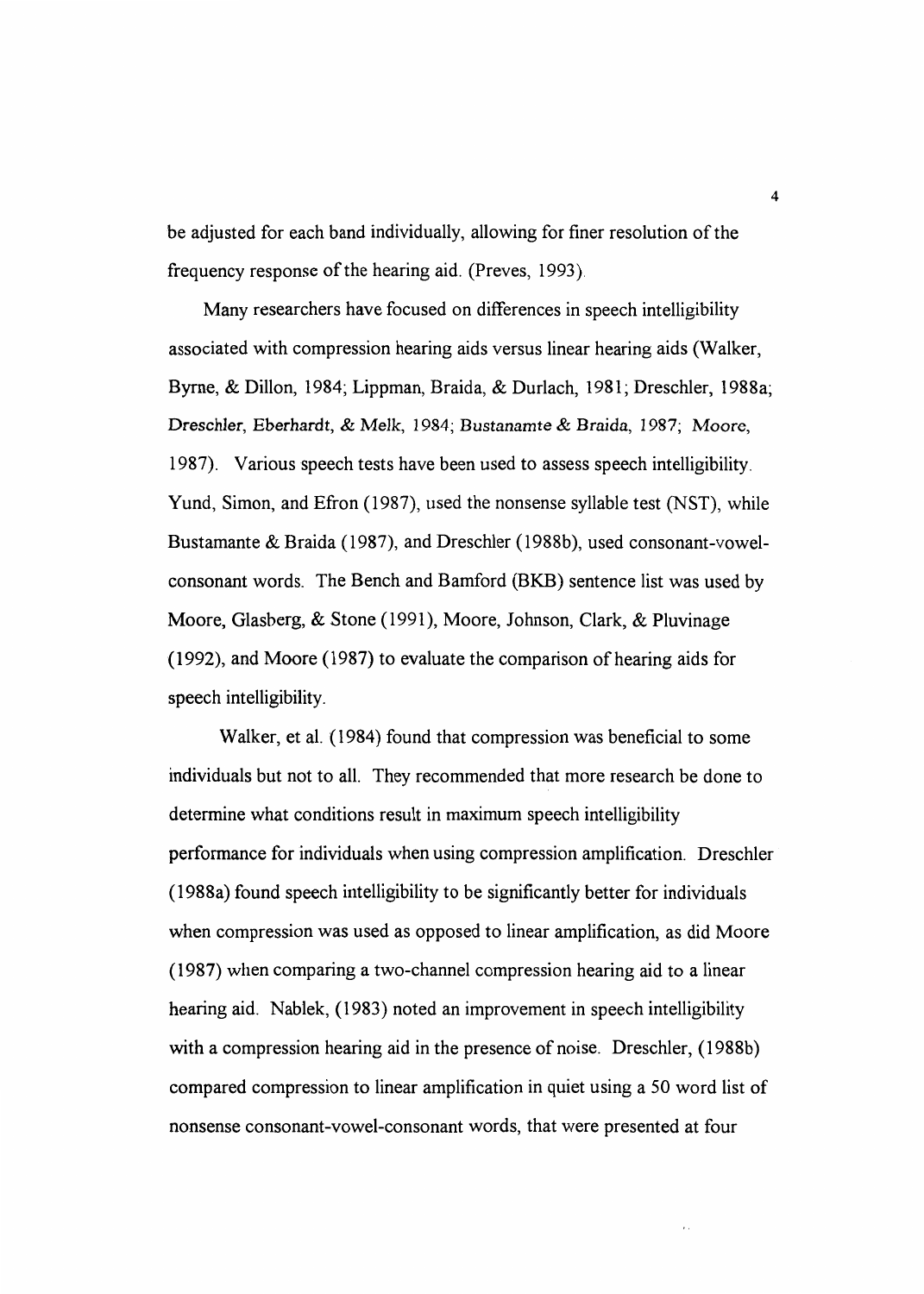be adjusted for each band individually, allowing for finer resolution of the frequency response of the hearing aid. (Preves, 1993).

Many researchers have focused on differences in speech intelligibility associated with compression hearing aids versus linear hearing aids (Walker, Byrne, & Dillon, 1984; Lippman, Braida, & Durlach, 1981; Dreschler, 1988a; Dreschler, Eberhardt, & Melk, 1984; Bustanamte & Braida, 1987; Moore, 1987). Various speech tests have been used to assess speech intelligibility. Yund, Simon, and Efron (1987), used the nonsense syllable test (NST), while Bustamante & Braida (1987), and Dreschler (1988b), used consonant-vowel-consonant words. The Bench and Bamford (BKB) sentence list was used by Moore, Glasberg, & Stone (1991), Moore, Johnson, Clark, & Pluvinage (1992), and Moore (1987) to evaluate the comparison of hearing aids for speech intelligibility.

Walker, et al. (1984) found that compression was beneficial to some individuals but not to all. They recommended that more research be done to determine what conditions result in maximum speech intelligibility performance for individuals when using compression amplification. Dreschler (1988a) found speech intelligibility to be significantly better for individuals when compression was used as opposed to linear amplification, as did Moore (1987) when comparing a two-channel compression hearing aid to a linear hearing aid. Nablek, (1983) noted an improvement in speech intelligibility with a compression hearing aid in the presence of noise. Dreschler, (1988b) compared compression to linear amplification in quiet using a 50 word list of nonsense consonant-vowel-consonant words, that were presented at four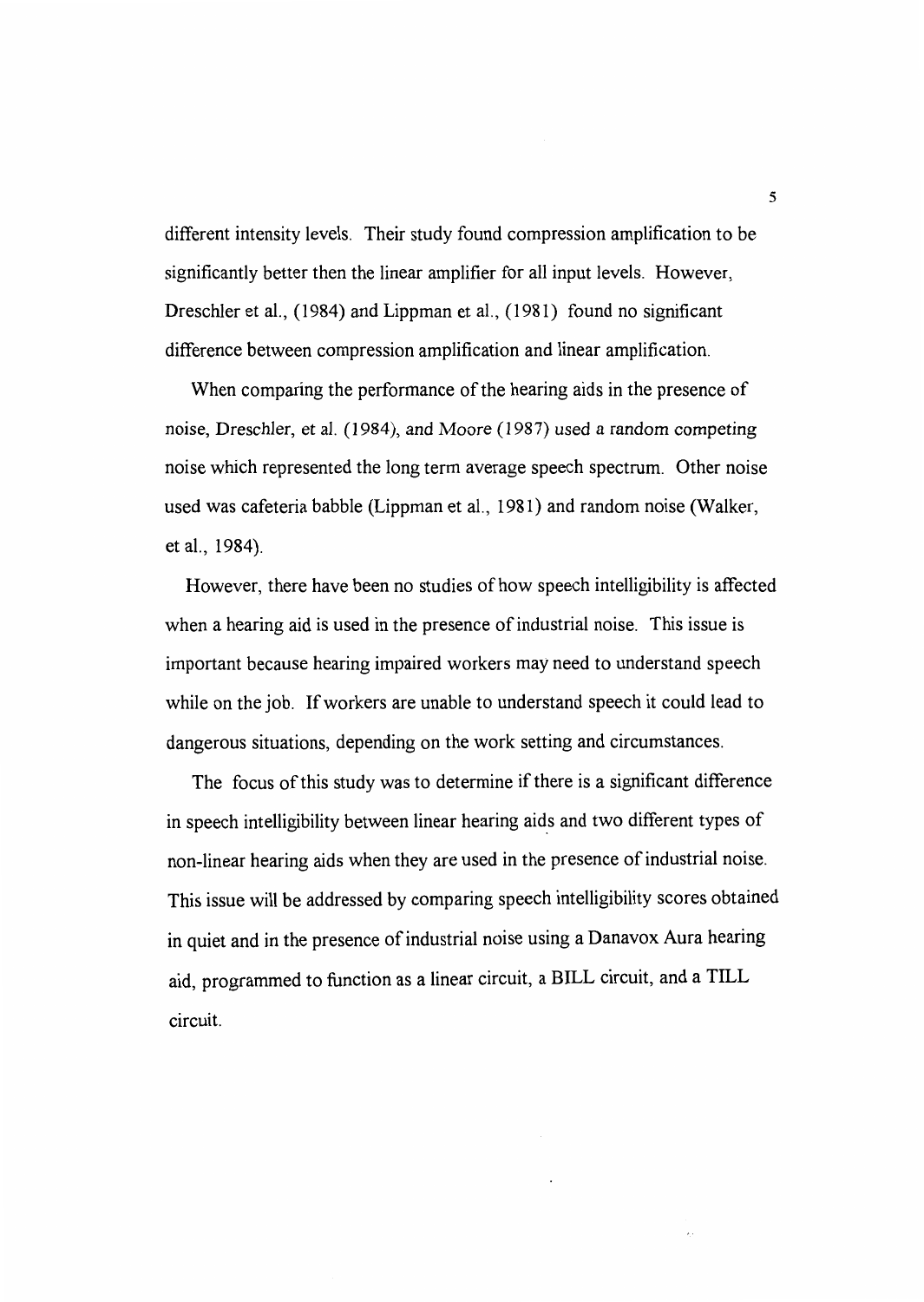different intensity levels. Their study found compression amplification to be significantly better then the linear amplifier for all input levels. However, Dreschler et al., (1984) and Lippman et al., (1981) found no significant difference between compression amplification and linear amplification.

When comparing the performance of the hearing aids in the presence of noise, Dreschler, et al. (1984), and Moore (1987) used a random competing noise which represented the long term average speech spectrum. Other noise used was cafeteria babble (Lippman et al., 1981) and random noise (Walker, et al., 1984).

However, there have been no studies of how speech intelligibility is affected when a hearing aid is used in the presence of industrial noise. This issue is important because hearing impaired workers may need to understand speech while on the job. If workers are unable to understand speech it could lead to dangerous situations, depending on the work setting and circumstances.

The focus of this study was to determine if there is a significant difference in speech intelligibility between linear hearing aids and two different types of non-linear hearing aids when they are used in the presence of industrial noise. This issue will be addressed by comparing speech intelligibility scores obtained in quiet and in the presence of industrial noise using a Danavox Aura hearing aid, programmed to function as a linear circuit, a BILL circuit, and a TILL circuit.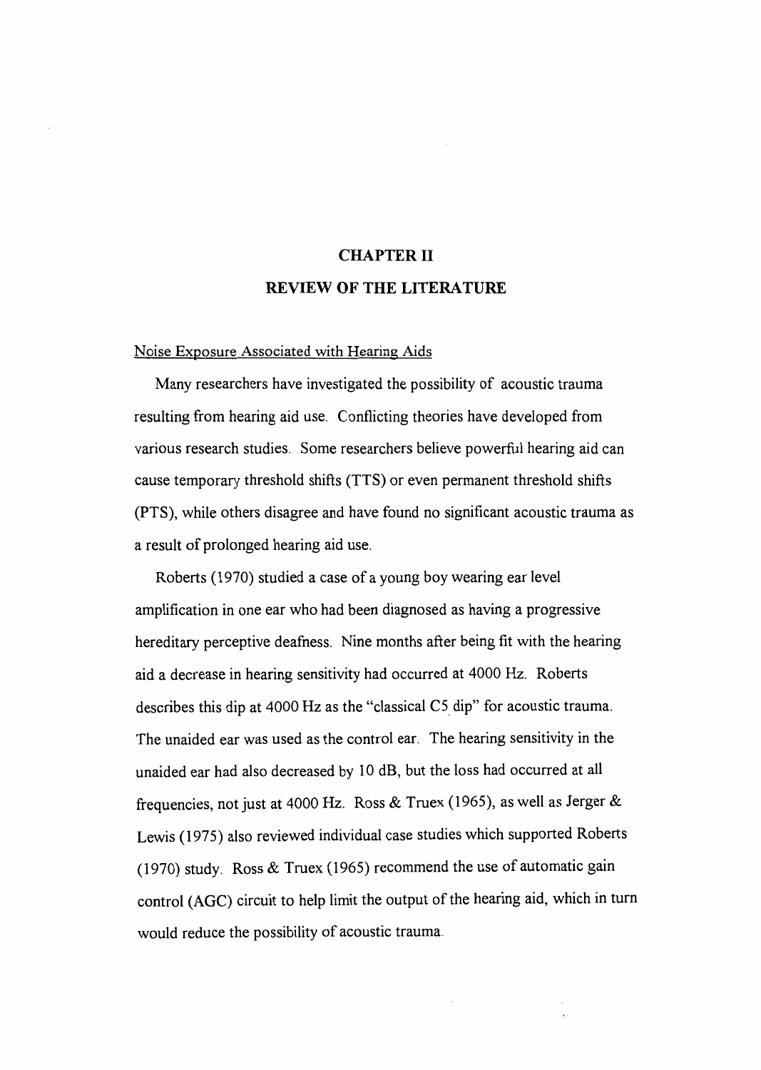# CHAPTER II

# REVIEW OF THE LITERATURE

## Noise Exposure Associated with Hearing Aids

Many researchers have investigated the possibility of acoustic trauma resulting from hearing aid use. Conflicting theories have developed from various research studies. Some researchers believe powerful hearing aid can cause temporary threshold shifts (TTS) or even permanent threshold shifts (PTS), while others disagree and have found no significant acoustic trauma as a result of prolonged hearing aid use.

Roberts (1970) studied a case of a young boy wearing ear level amplification in one ear who had been diagnosed as having a progressive hereditary perceptive deafness. Nine months after being fit with the hearing aid a decrease in hearing sensitivity had occurred at 4000 Hz. Roberts describes this dip at 4000 Hz as the "classical C5 dip" for acoustic trauma. The unaided ear was used as the control ear. The hearing sensitivity in the unaided ear had also decreased by 10 dB, but the loss had occurred at all frequencies, not just at 4000 Hz. Ross & Truex (1965), as well as Jerger & Lewis (1975) also reviewed individual case studies which supported Roberts (1970) study. Ross & Truex (1965) recommend the use of automatic gain control (AGC) circuit to help limit the output of the hearing aid, which in turn would reduce the possibility of acoustic trauma.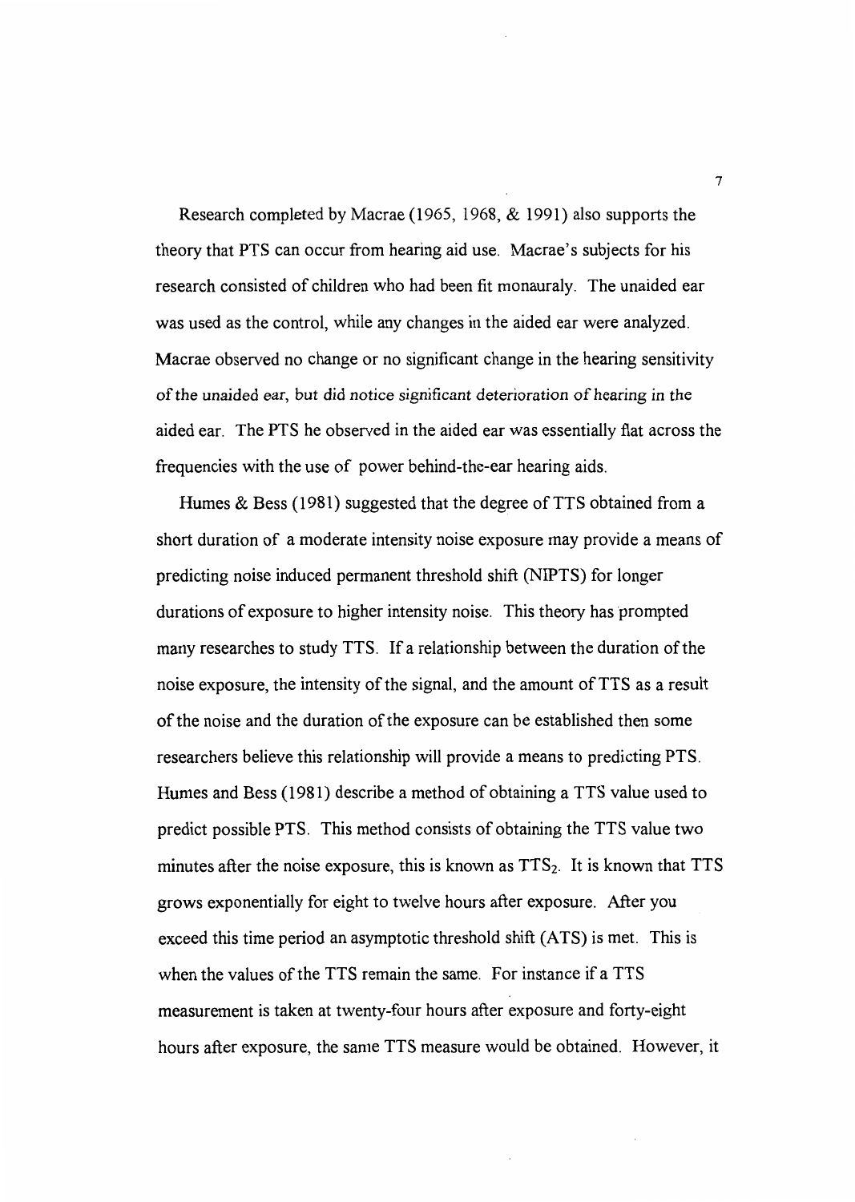Research completed by Macrae (1965, 1968, & 1991) also supports the theory that PTS can occur from hearing aid use. Macrae's subjects for his research consisted of children who had been fit monauraly. The unaided ear was used as the control, while any changes in the aided ear were analyzed. Macrae observed no change or no significant change in the hearing sensitivity of the unaided ear, but did notice significant deterioration of hearing in the aided ear. The PTS he observed in the aided ear was essentially flat across the frequencies with the use of power behind-the-ear hearing aids.

Humes & Bess (1981) suggested that the degree of TTS obtained from a short duration of a moderate intensity noise exposure may provide a means of predicting noise induced permanent threshold shift (NIPTS) for longer durations of exposure to higher intensity noise. This theory has prompted many researches to study TTS. If a relationship between the duration of the noise exposure, the intensity of the signal, and the amount of TTS as a result of the noise and the duration of the exposure can be established then some researchers believe this relationship will provide a means to predicting PTS. Humes and Bess (1981) describe a method of obtaining a TTS value used to predict possible PTS. This method consists of obtaining the TTS value two minutes after the noise exposure, this is known as $TTS_2$. It is known that TTS grows exponentially for eight to twelve hours after exposure. After you exceed this time period an asymptotic threshold shift (ATS) is met. This is when the values of the TTS remain the same. For instance if a TTS measurement is taken at twenty-four hours after exposure and forty-eight hours after exposure, the same TTS measure would be obtained. However, it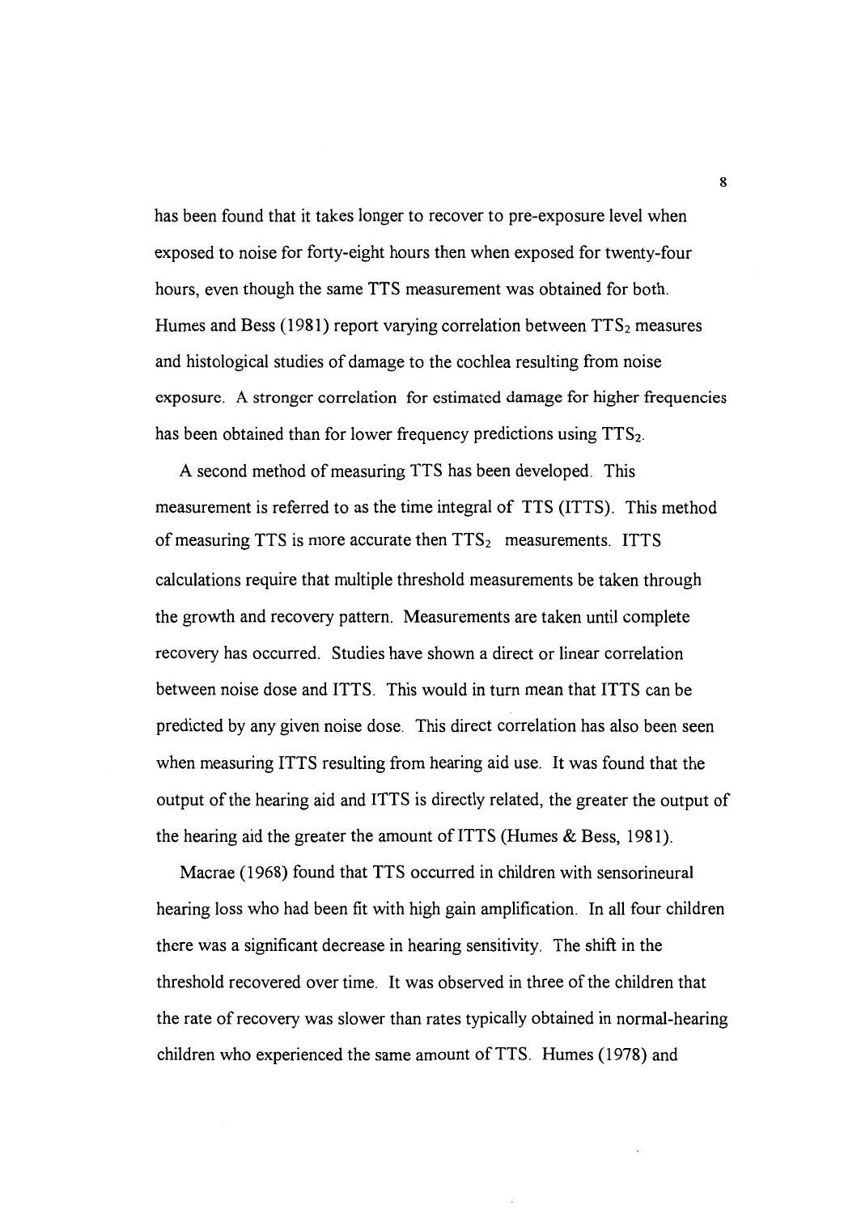has been found that it takes longer to recover to pre-exposure level when exposed to noise for forty-eight hours then when exposed for twenty-four hours, even though the same TTS measurement was obtained for both. Humes and Bess (1981) report varying correlation between $TTS_2$ measures and histological studies of damage to the cochlea resulting from noise exposure. A stronger correlation for estimated damage for higher frequencies has been obtained than for lower frequency predictions using $TTS_2$.

A second method of measuring TTS has been developed. This measurement is referred to as the time integral of TTS (ITTS). This method of measuring TTS is more accurate then $TTS_2$ measurements. ITTS calculations require that multiple threshold measurements be taken through the growth and recovery pattern. Measurements are taken until complete recovery has occurred. Studies have shown a direct or linear correlation between noise dose and ITTS. This would in turn mean that ITTS can be predicted by any given noise dose. This direct correlation has also been seen when measuring ITTS resulting from hearing aid use. It was found that the output of the hearing aid and ITTS is directly related, the greater the output of the hearing aid the greater the amount of ITTS (Humes & Bess, 1981).

Macrae (1968) found that TTS occurred in children with sensorineural hearing loss who had been fit with high gain amplification. In all four children there was a significant decrease in hearing sensitivity. The shift in the threshold recovered over time. It was observed in three of the children that the rate of recovery was slower than rates typically obtained in normal-hearing children who experienced the same amount of TTS. Humes (1978) and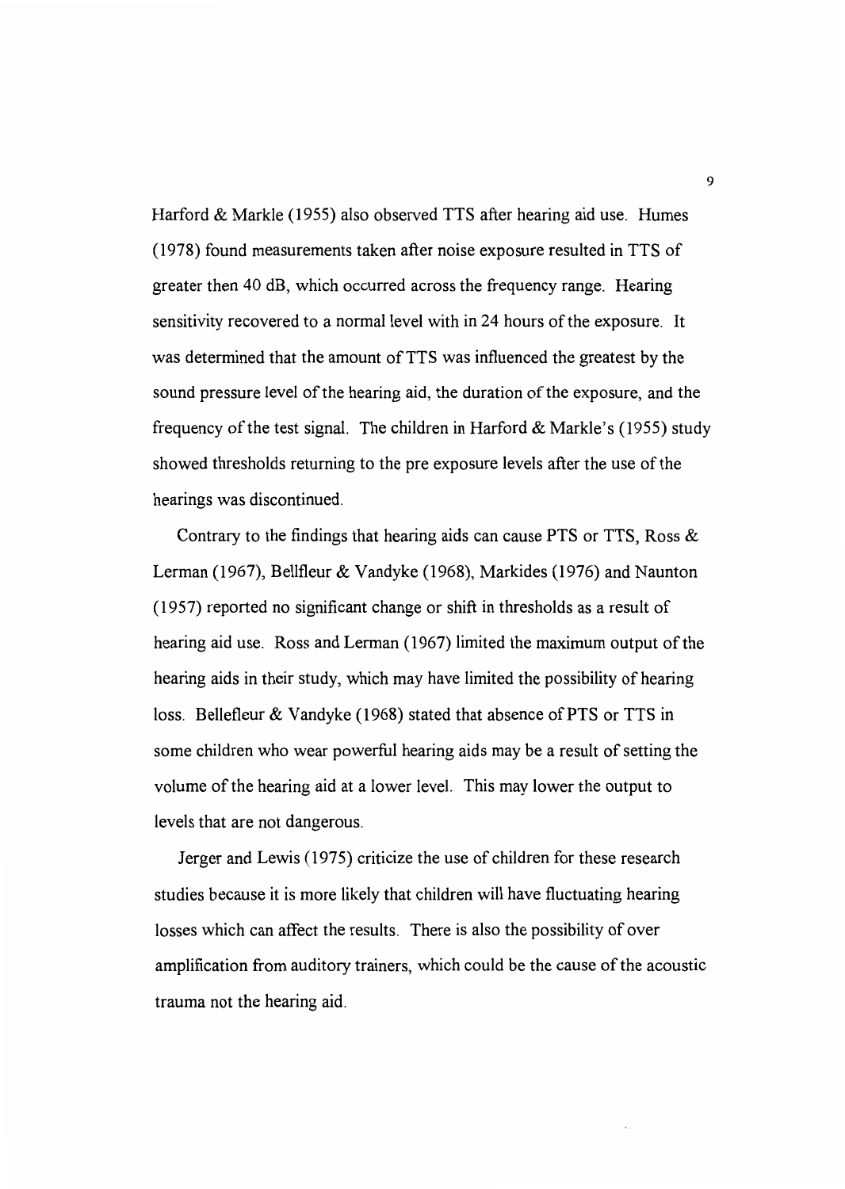Harford & Markle (1955) also observed TTS after hearing aid use. Humes (1978) found measurements taken after noise exposure resulted in TTS of greater then 40 dB, which occurred across the frequency range. Hearing sensitivity recovered to a normal level with in 24 hours of the exposure. It was determined that the amount of TTS was influenced the greatest by the sound pressure level of the hearing aid, the duration of the exposure, and the frequency of the test signal. The children in Harford & Markle's (1955) study showed thresholds returning to the pre exposure levels after the use of the hearings was discontinued.

Contrary to the findings that hearing aids can cause PTS or TTS, Ross & Lerman (1967), Bellfleur & Vandyke (1968), Markides (1976) and Naunton (1957) reported no significant change or shift in thresholds as a result of hearing aid use. Ross and Lerman (1967) limited the maximum output of the hearing aids in their study, which may have limited the possibility of hearing loss. Bellefleur & Vandyke (1968) stated that absence of PTS or TTS in some children who wear powerful hearing aids may be a result of setting the volume of the hearing aid at a lower level. This may lower the output to levels that are not dangerous.

Jerger and Lewis (1975) criticize the use of children for these research studies because it is more likely that children will have fluctuating hearing losses which can affect the results. There is also the possibility of over amplification from auditory trainers, which could be the cause of the acoustic trauma not the hearing aid.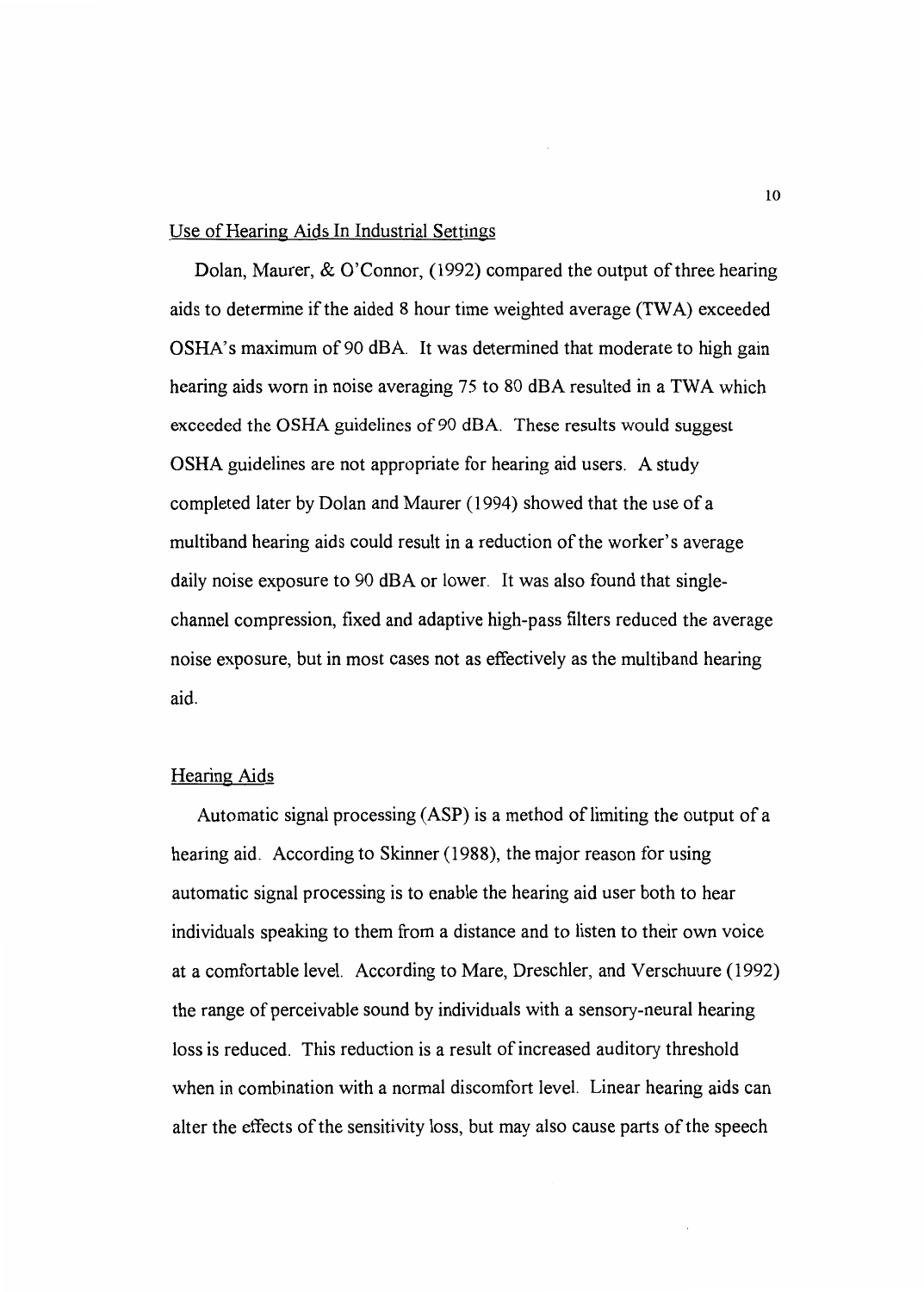## Use of Hearing Aids In Industrial Settings

Dolan, Maurer, & O'Connor, (1992) compared the output of three hearing aids to determine if the aided 8 hour time weighted average (TWA) exceeded OSHA's maximum of 90 dBA. It was determined that moderate to high gain hearing aids worn in noise averaging 75 to 80 dBA resulted in a TWA which exceeded the OSHA guidelines of 90 dBA. These results would suggest OSHA guidelines are not appropriate for hearing aid users. A study completed later by Dolan and Maurer (1994) showed that the use of a multiband hearing aids could result in a reduction of the worker's average daily noise exposure to 90 dBA or lower. It was also found that single-channel compression, fixed and adaptive high-pass filters reduced the average noise exposure, but in most cases not as effectively as the multiband hearing aid.

## Hearing Aids

Automatic signal processing (ASP) is a method of limiting the output of a hearing aid. According to Skinner (1988), the major reason for using automatic signal processing is to enable the hearing aid user both to hear individuals speaking to them from a distance and to listen to their own voice at a comfortable level. According to Mare, Dreschler, and Verschuure (1992) the range of perceivable sound by individuals with a sensory-neural hearing loss is reduced. This reduction is a result of increased auditory threshold when in combination with a normal discomfort level. Linear hearing aids can alter the effects of the sensitivity loss, but may also cause parts of the speech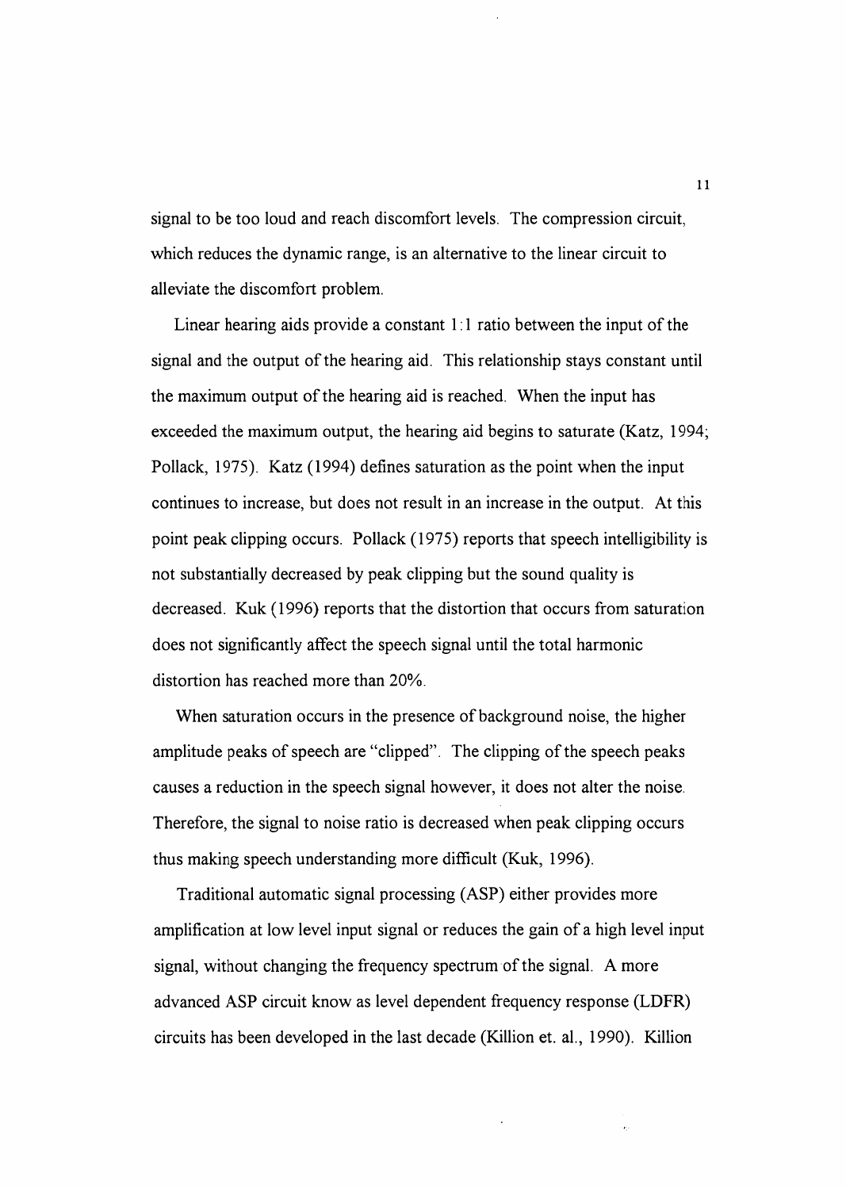signal to be too loud and reach discomfort levels. The compression circuit, which reduces the dynamic range, is an alternative to the linear circuit to alleviate the discomfort problem.

Linear hearing aids provide a constant 1:1 ratio between the input of the signal and the output of the hearing aid. This relationship stays constant until the maximum output of the hearing aid is reached. When the input has exceeded the maximum output, the hearing aid begins to saturate (Katz, 1994; Pollack, 1975). Katz (1994) defines saturation as the point when the input continues to increase, but does not result in an increase in the output. At this point peak clipping occurs. Pollack (1975) reports that speech intelligibility is not substantially decreased by peak clipping but the sound quality is decreased. Kuk (1996) reports that the distortion that occurs from saturation does not significantly affect the speech signal until the total harmonic distortion has reached more than 20%.

When saturation occurs in the presence of background noise, the higher amplitude peaks of speech are "clipped". The clipping of the speech peaks causes a reduction in the speech signal however, it does not alter the noise. Therefore, the signal to noise ratio is decreased when peak clipping occurs thus making speech understanding more difficult (Kuk, 1996).

Traditional automatic signal processing (ASP) either provides more amplification at low level input signal or reduces the gain of a high level input signal, without changing the frequency spectrum of the signal. A more advanced ASP circuit know as level dependent frequency response (LDFR) circuits has been developed in the last decade (Killion et. al., 1990). Killion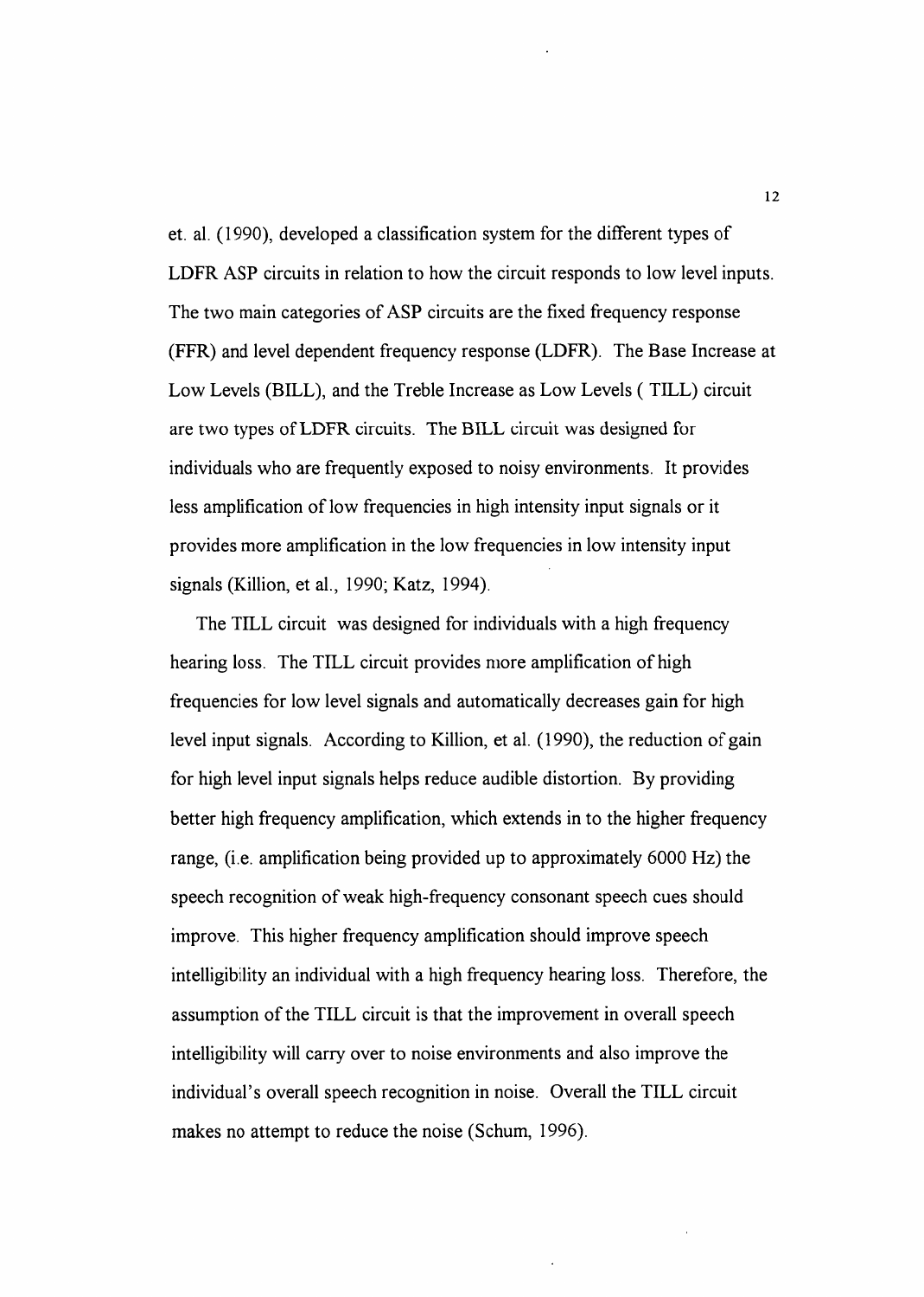et. al. (1990), developed a classification system for the different types of LDFR ASP circuits in relation to how the circuit responds to low level inputs. The two main categories of ASP circuits are the fixed frequency response (FFR) and level dependent frequency response (LDFR). The Base Increase at Low Levels (BILL), and the Treble Increase as Low Levels ( TILL) circuit are two types of LDFR circuits. The BILL circuit was designed for individuals who are frequently exposed to noisy environments. It provides less amplification of low frequencies in high intensity input signals or it provides more amplification in the low frequencies in low intensity input signals (Killion, et al., 1990; Katz, 1994).

The TILL circuit was designed for individuals with a high frequency hearing loss. The TILL circuit provides more amplification of high frequencies for low level signals and automatically decreases gain for high level input signals. According to Killion, et al. (1990), the reduction of gain for high level input signals helps reduce audible distortion. By providing better high frequency amplification, which extends in to the higher frequency range, (i.e. amplification being provided up to approximately 6000 Hz) the speech recognition of weak high-frequency consonant speech cues should improve. This higher frequency amplification should improve speech intelligibility an individual with a high frequency hearing loss. Therefore, the assumption of the TILL circuit is that the improvement in overall speech intelligibility will carry over to noise environments and also improve the individual's overall speech recognition in noise. Overall the TILL circuit makes no attempt to reduce the noise (Schum, 1996).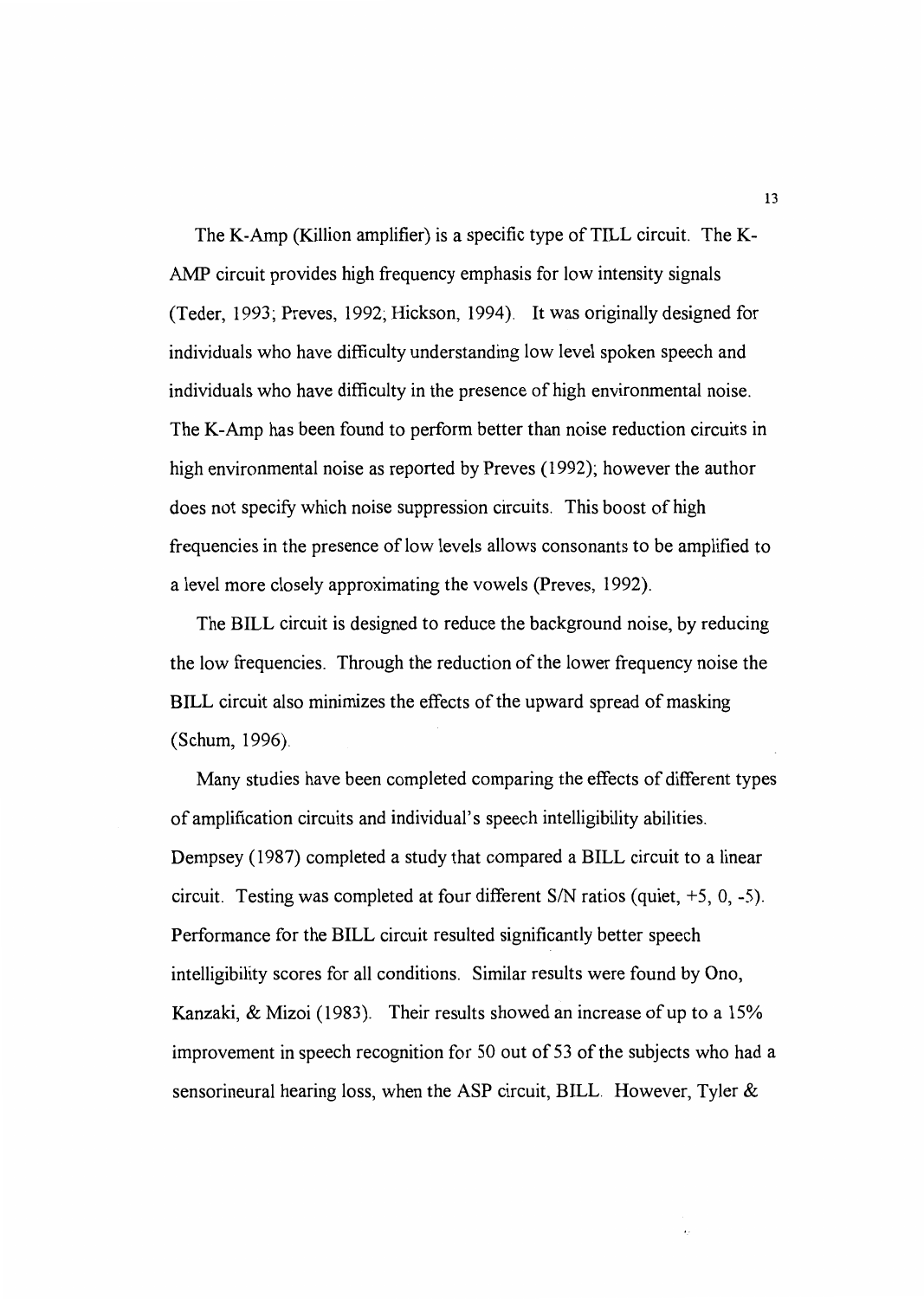The K-Amp (Killion amplifier) is a specific type of TILL circuit. The K-AMP circuit provides high frequency emphasis for low intensity signals (Teder, 1993; Preves, 1992; Hickson, 1994). It was originally designed for individuals who have difficulty understanding low level spoken speech and individuals who have difficulty in the presence of high environmental noise. The K-Amp has been found to perform better than noise reduction circuits in high environmental noise as reported by Preves (1992); however the author does not specify which noise suppression circuits. This boost of high frequencies in the presence of low levels allows consonants to be amplified to a level more closely approximating the vowels (Preves, 1992).

The BILL circuit is designed to reduce the background noise, by reducing the low frequencies. Through the reduction of the lower frequency noise the BILL circuit also minimizes the effects of the upward spread of masking (Schum, 1996).

Many studies have been completed comparing the effects of different types of amplification circuits and individual's speech intelligibility abilities. Dempsey (1987) completed a study that compared a BILL circuit to a linear circuit. Testing was completed at four different S/N ratios (quiet, +5, 0, -5). Performance for the BILL circuit resulted significantly better speech intelligibility scores for all conditions. Similar results were found by Ono, Kanzaki, & Mizoi (1983). Their results showed an increase of up to a 15% improvement in speech recognition for 50 out of 53 of the subjects who had a sensorineural hearing loss, when the ASP circuit, BILL. However, Tyler &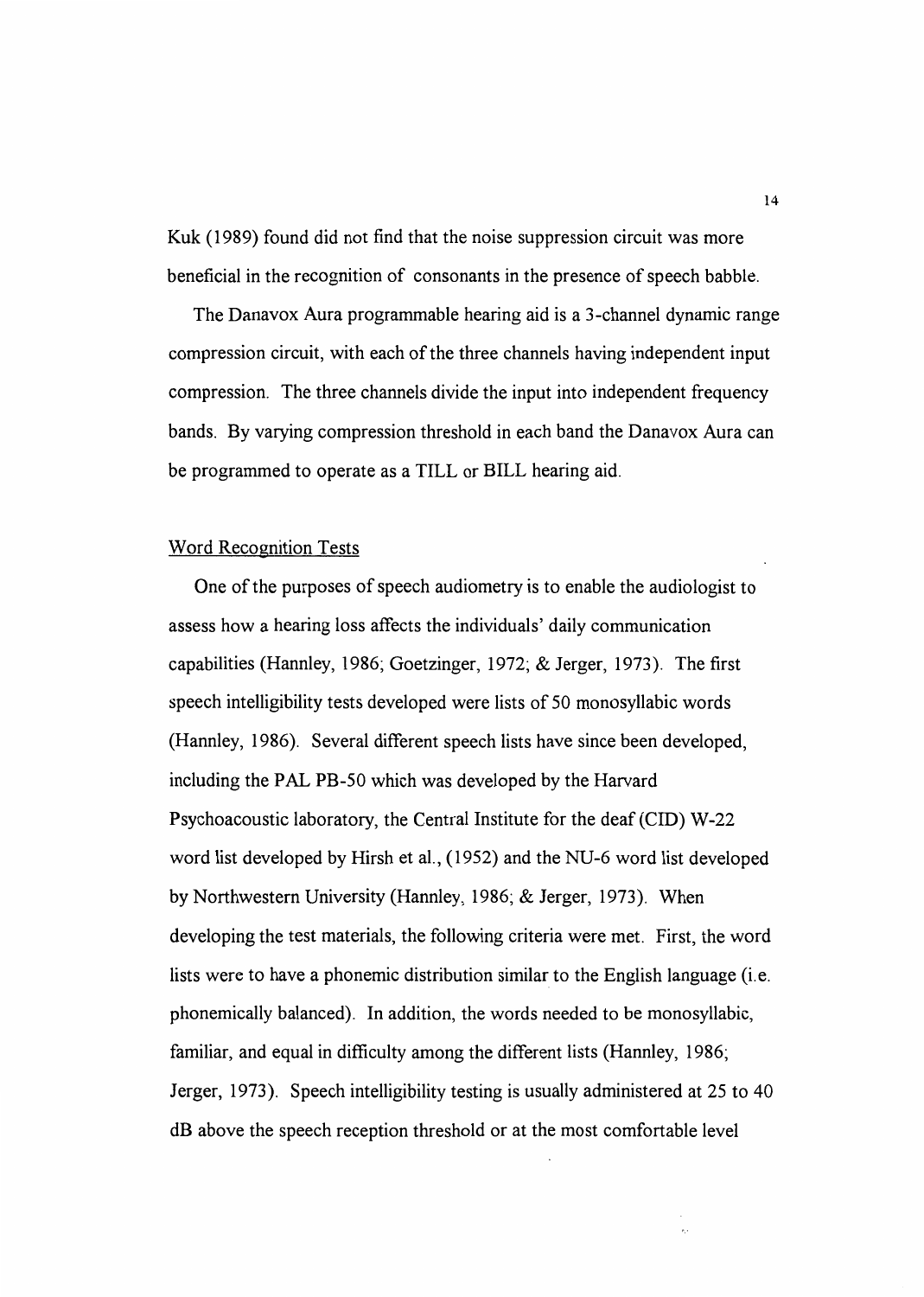Kuk (1989) found did not find that the noise suppression circuit was more beneficial in the recognition of consonants in the presence of speech babble.

The Danavox Aura programmable hearing aid is a 3-channel dynamic range compression circuit, with each of the three channels having independent input compression. The three channels divide the input into independent frequency bands. By varying compression threshold in each band the Danavox Aura can be programmed to operate as a TILL or BILL hearing aid.

## Word Recognition Tests

One of the purposes of speech audiometry is to enable the audiologist to assess how a hearing loss affects the individuals' daily communication capabilities (Hannley, 1986; Goetzinger, 1972; & Jerger, 1973). The first speech intelligibility tests developed were lists of 50 monosyllabic words (Hannley, 1986). Several different speech lists have since been developed, including the PAL PB-50 which was developed by the Harvard Psychoacoustic laboratory, the Central Institute for the deaf (CID) W-22 word list developed by Hirsh et al., (1952) and the NU-6 word list developed by Northwestern University (Hannley, 1986; & Jerger, 1973). When developing the test materials, the following criteria were met. First, the word lists were to have a phonemic distribution similar to the English language (i.e. phonemically balanced). In addition, the words needed to be monosyllabic, familiar, and equal in difficulty among the different lists (Hannley, 1986; Jerger, 1973). Speech intelligibility testing is usually administered at 25 to 40 dB above the speech reception threshold or at the most comfortable level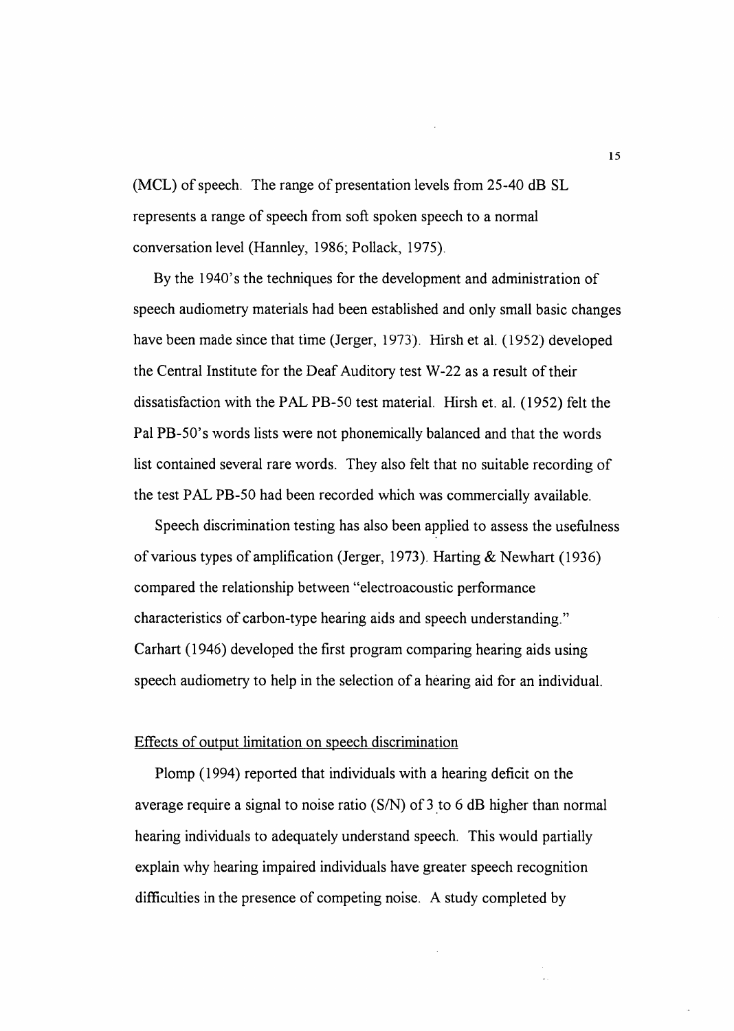(MCL) of speech. The range of presentation levels from 25-40 dB SL represents a range of speech from soft spoken speech to a normal conversation level (Hannley, 1986; Pollack, 1975).

By the 1940's the techniques for the development and administration of speech audiometry materials had been established and only small basic changes have been made since that time (Jerger, 1973). Hirsh et al. (1952) developed the Central Institute for the Deaf Auditory test W-22 as a result of their dissatisfaction with the PAL PB-50 test material. Hirsh et. al. (1952) felt the Pal PB-50's words lists were not phonemically balanced and that the words list contained several rare words. They also felt that no suitable recording of the test PAL PB-50 had been recorded which was commercially available.

Speech discrimination testing has also been applied to assess the usefulness of various types of amplification (Jerger, 1973). Harting & Newhart (1936) compared the relationship between "electroacoustic performance characteristics of carbon-type hearing aids and speech understanding." Carhart (1946) developed the first program comparing hearing aids using speech audiometry to help in the selection of a hearing aid for an individual.

<u>Effects of output limitation on speech discrimination</u>

Plomp (1994) reported that individuals with a hearing deficit on the average require a signal to noise ratio (S/N) of 3 to 6 dB higher than normal hearing individuals to adequately understand speech. This would partially explain why hearing impaired individuals have greater speech recognition difficulties in the presence of competing noise. A study completed by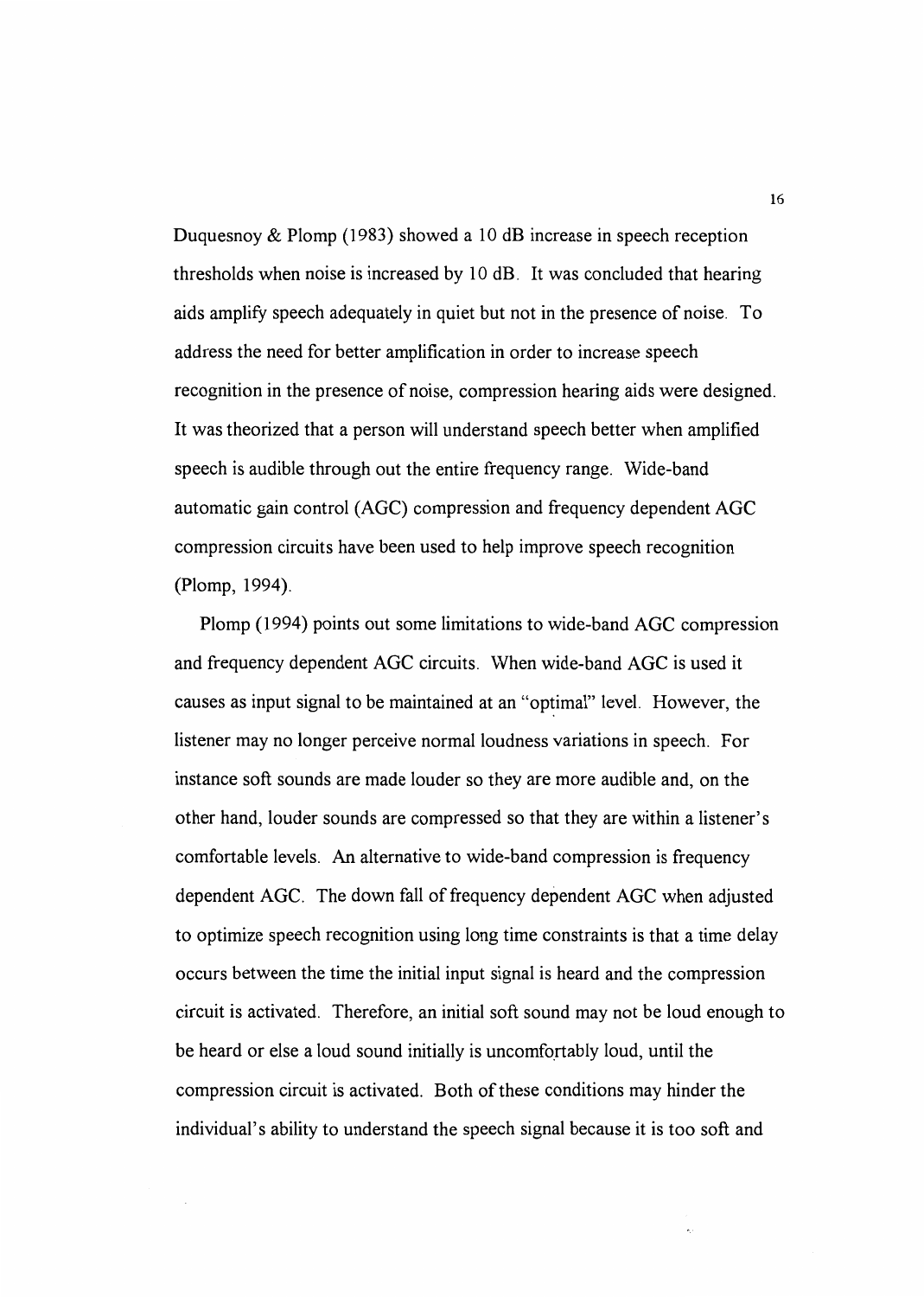Duquesnoy & Plomp (1983) showed a 10 dB increase in speech reception thresholds when noise is increased by 10 dB. It was concluded that hearing aids amplify speech adequately in quiet but not in the presence of noise. To address the need for better amplification in order to increase speech recognition in the presence of noise, compression hearing aids were designed. It was theorized that a person will understand speech better when amplified speech is audible through out the entire frequency range. Wide-band automatic gain control (AGC) compression and frequency dependent AGC compression circuits have been used to help improve speech recognition (Plomp, 1994).

Plomp (1994) points out some limitations to wide-band AGC compression and frequency dependent AGC circuits. When wide-band AGC is used it causes as input signal to be maintained at an "optimal" level. However, the listener may no longer perceive normal loudness variations in speech. For instance soft sounds are made louder so they are more audible and, on the other hand, louder sounds are compressed so that they are within a listener's comfortable levels. An alternative to wide-band compression is frequency dependent AGC. The down fall of frequency dependent AGC when adjusted to optimize speech recognition using long time constraints is that a time delay occurs between the time the initial input signal is heard and the compression circuit is activated. Therefore, an initial soft sound may not be loud enough to be heard or else a loud sound initially is uncomfortably loud, until the compression circuit is activated. Both of these conditions may hinder the individual's ability to understand the speech signal because it is too soft and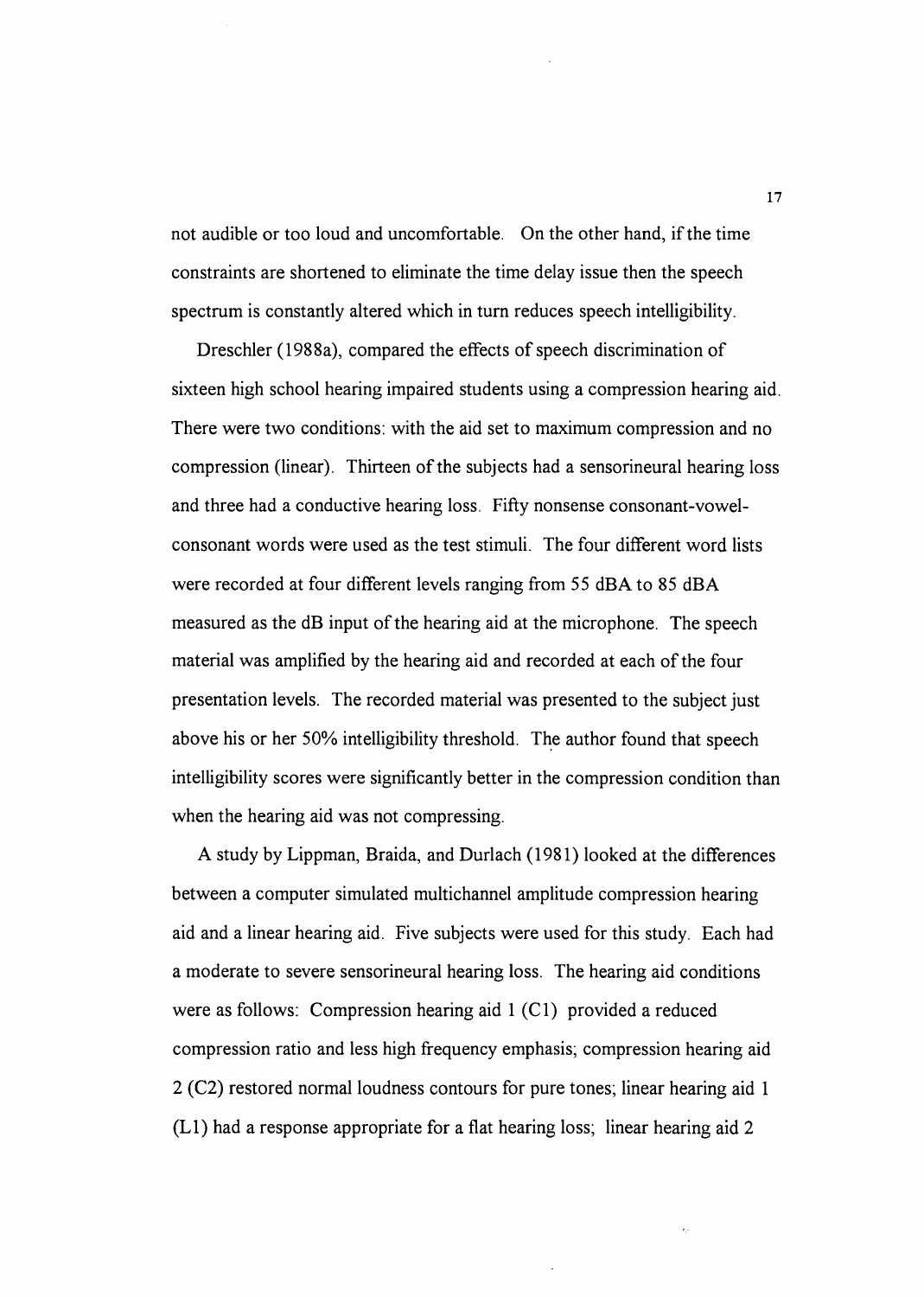not audible or too loud and uncomfortable. On the other hand, if the time constraints are shortened to eliminate the time delay issue then the speech spectrum is constantly altered which in turn reduces speech intelligibility.

Dreschler (1988a), compared the effects of speech discrimination of sixteen high school hearing impaired students using a compression hearing aid. There were two conditions: with the aid set to maximum compression and no compression (linear). Thirteen of the subjects had a sensorineural hearing loss and three had a conductive hearing loss. Fifty nonsense consonant-vowel-consonant words were used as the test stimuli. The four different word lists were recorded at four different levels ranging from 55 dBA to 85 dBA measured as the dB input of the hearing aid at the microphone. The speech material was amplified by the hearing aid and recorded at each of the four presentation levels. The recorded material was presented to the subject just above his or her 50% intelligibility threshold. The author found that speech intelligibility scores were significantly better in the compression condition than when the hearing aid was not compressing.

A study by Lippman, Braida, and Durlach (1981) looked at the differences between a computer simulated multichannel amplitude compression hearing aid and a linear hearing aid. Five subjects were used for this study. Each had a moderate to severe sensorineural hearing loss. The hearing aid conditions were as follows: Compression hearing aid 1 (C1) provided a reduced compression ratio and less high frequency emphasis; compression hearing aid 2 (C2) restored normal loudness contours for pure tones; linear hearing aid 1 (L1) had a response appropriate for a flat hearing loss; linear hearing aid 2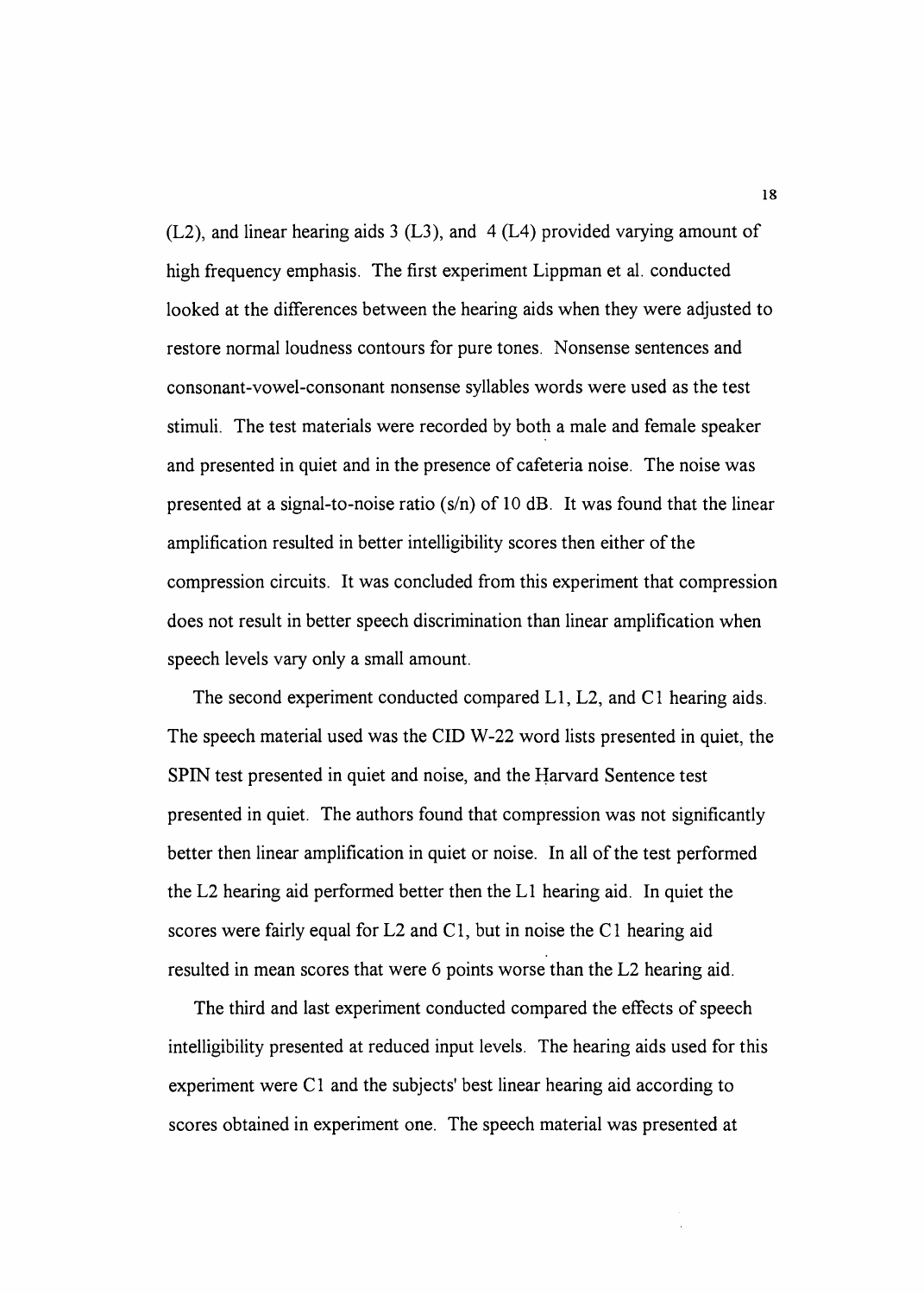(L2), and linear hearing aids 3 (L3), and 4 (L4) provided varying amount of high frequency emphasis. The first experiment Lippman et al. conducted looked at the differences between the hearing aids when they were adjusted to restore normal loudness contours for pure tones. Nonsense sentences and consonant-vowel-consonant nonsense syllables words were used as the test stimuli. The test materials were recorded by both a male and female speaker and presented in quiet and in the presence of cafeteria noise. The noise was presented at a signal-to-noise ratio (s/n) of 10 dB. It was found that the linear amplification resulted in better intelligibility scores then either of the compression circuits. It was concluded from this experiment that compression does not result in better speech discrimination than linear amplification when speech levels vary only a small amount.

The second experiment conducted compared L1, L2, and C1 hearing aids. The speech material used was the CID W-22 word lists presented in quiet, the SPIN test presented in quiet and noise, and the Harvard Sentence test presented in quiet. The authors found that compression was not significantly better then linear amplification in quiet or noise. In all of the test performed the L2 hearing aid performed better then the L1 hearing aid. In quiet the scores were fairly equal for L2 and C1, but in noise the C1 hearing aid resulted in mean scores that were 6 points worse than the L2 hearing aid.

The third and last experiment conducted compared the effects of speech intelligibility presented at reduced input levels. The hearing aids used for this experiment were C1 and the subjects' best linear hearing aid according to scores obtained in experiment one. The speech material was presented at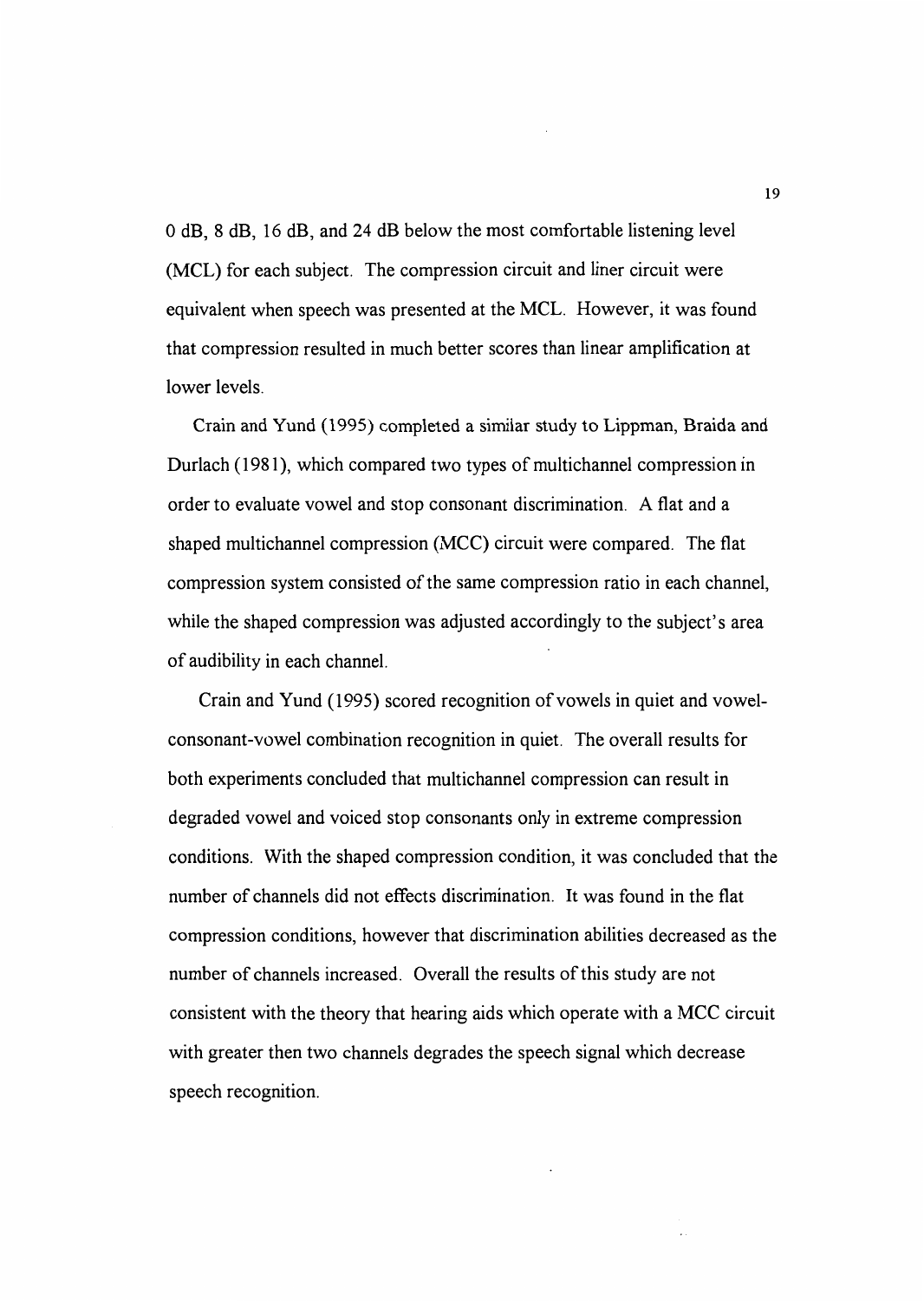0 dB, 8 dB, 16 dB, and 24 dB below the most comfortable listening level (MCL) for each subject. The compression circuit and liner circuit were equivalent when speech was presented at the MCL. However, it was found that compression resulted in much better scores than linear amplification at lower levels.

Crain and Yund (1995) completed a similar study to Lippman, Braida and Durlach (1981), which compared two types of multichannel compression in order to evaluate vowel and stop consonant discrimination. A flat and a shaped multichannel compression (MCC) circuit were compared. The flat compression system consisted of the same compression ratio in each channel, while the shaped compression was adjusted accordingly to the subject's area of audibility in each channel.

Crain and Yund (1995) scored recognition of vowels in quiet and vowel-consonant-vowel combination recognition in quiet. The overall results for both experiments concluded that multichannel compression can result in degraded vowel and voiced stop consonants only in extreme compression conditions. With the shaped compression condition, it was concluded that the number of channels did not effects discrimination. It was found in the flat compression conditions, however that discrimination abilities decreased as the number of channels increased. Overall the results of this study are not consistent with the theory that hearing aids which operate with a MCC circuit with greater then two channels degrades the speech signal which decrease speech recognition.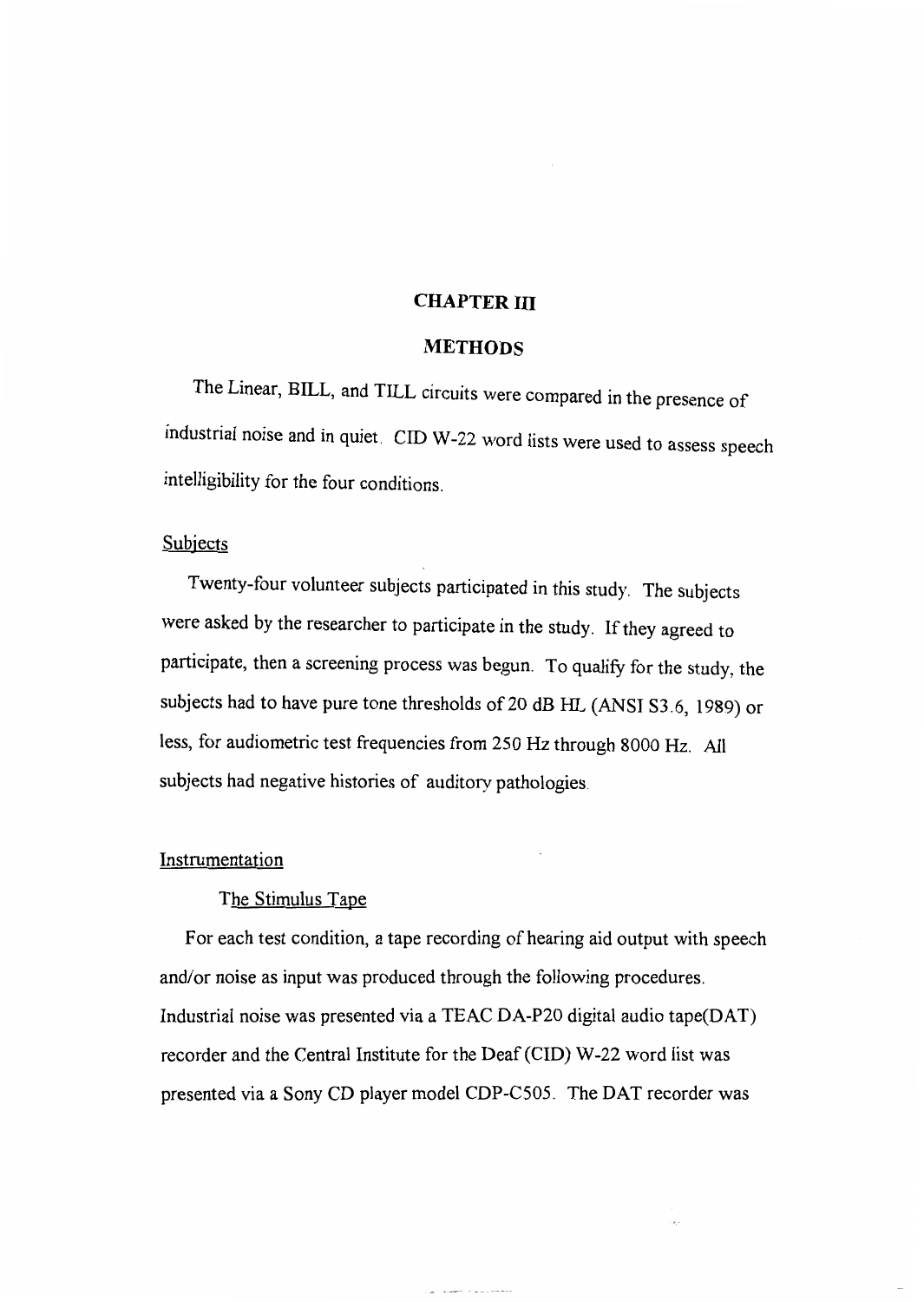# CHAPTER III

## METHODS

The Linear, BILL, and TILL circuits were compared in the presence of industrial noise and in quiet. CID W-22 word lists were used to assess speech intelligibility for the four conditions.

### Subjects

Twenty-four volunteer subjects participated in this study. The subjects were asked by the researcher to participate in the study. If they agreed to participate, then a screening process was begun. To qualify for the study, the subjects had to have pure tone thresholds of 20 dB HL (ANSI S3.6, 1989) or less, for audiometric test frequencies from 250 Hz through 8000 Hz. All subjects had negative histories of auditory pathologies.

### Instrumentation

#### The Stimulus Tape

For each test condition, a tape recording of hearing aid output with speech and/or noise as input was produced through the following procedures. Industrial noise was presented via a TEAC DA-P20 digital audio tape(DAT) recorder and the Central Institute for the Deaf (CID) W-22 word list was presented via a Sony CD player model CDP-C505. The DAT recorder was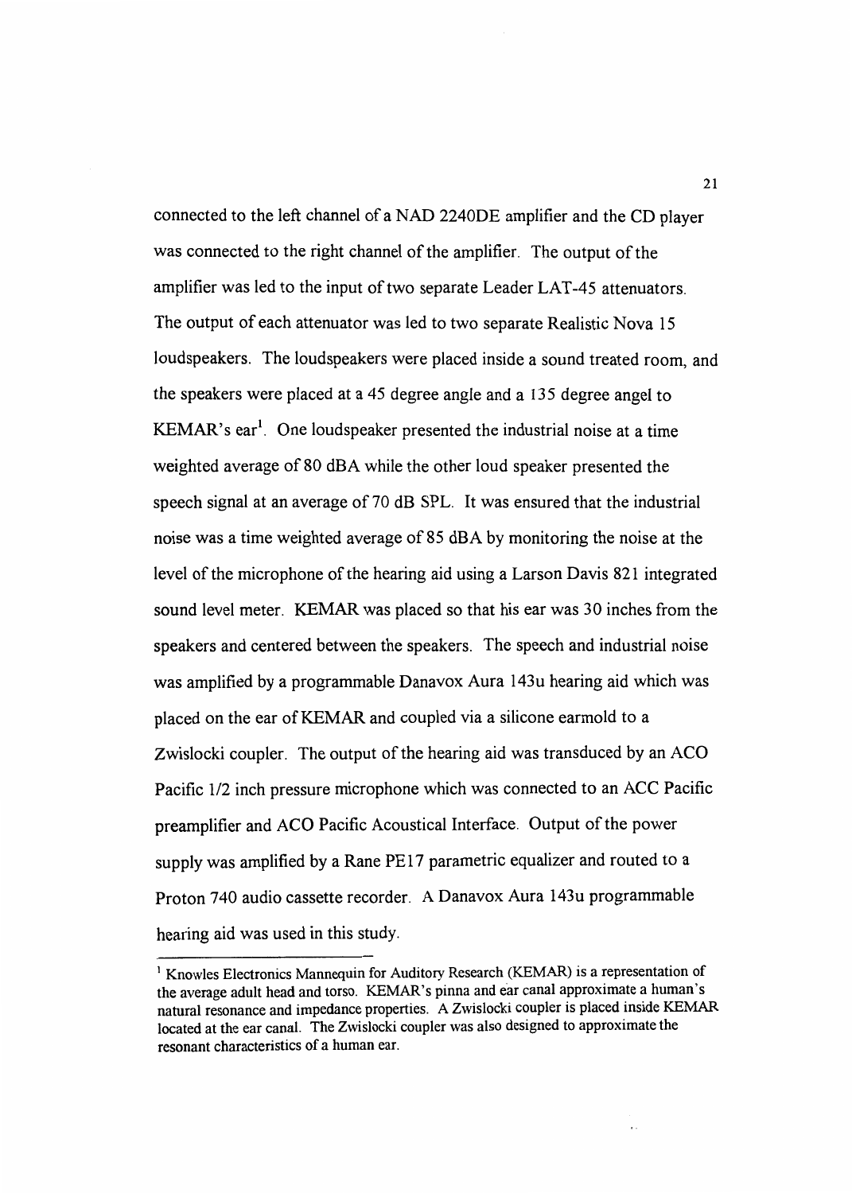connected to the left channel of a NAD 2240DE amplifier and the CD player was connected to the right channel of the amplifier. The output of the amplifier was led to the input of two separate Leader LAT-45 attenuators. The output of each attenuator was led to two separate Realistic Nova 15 loudspeakers. The loudspeakers were placed inside a sound treated room, and the speakers were placed at a 45 degree angle and a 135 degree angel to KEMAR's ear[1]. One loudspeaker presented the industrial noise at a time weighted average of 80 dBA while the other loud speaker presented the speech signal at an average of 70 dB SPL. It was ensured that the industrial noise was a time weighted average of 85 dBA by monitoring the noise at the level of the microphone of the hearing aid using a Larson Davis 821 integrated sound level meter. KEMAR was placed so that his ear was 30 inches from the speakers and centered between the speakers. The speech and industrial noise was amplified by a programmable Danavox Aura 143u hearing aid which was placed on the ear of KEMAR and coupled via a silicone earmold to a Zwislocki coupler. The output of the hearing aid was transduced by an ACO Pacific 1/2 inch pressure microphone which was connected to an ACC Pacific preamplifier and ACO Pacific Acoustical Interface. Output of the power supply was amplified by a Rane PE17 parametric equalizer and routed to a Proton 740 audio cassette recorder. A Danavox Aura 143u programmable hearing aid was used in this study.

---

[1] Knowles Electronics Mannequin for Auditory Research (KEMAR) is a representation of the average adult head and torso. KEMAR's pinna and ear canal approximate a human's natural resonance and impedance properties. A Zwislocki coupler is placed inside KEMAR located at the ear canal. The Zwislocki coupler was also designed to approximate the resonant characteristics of a human ear.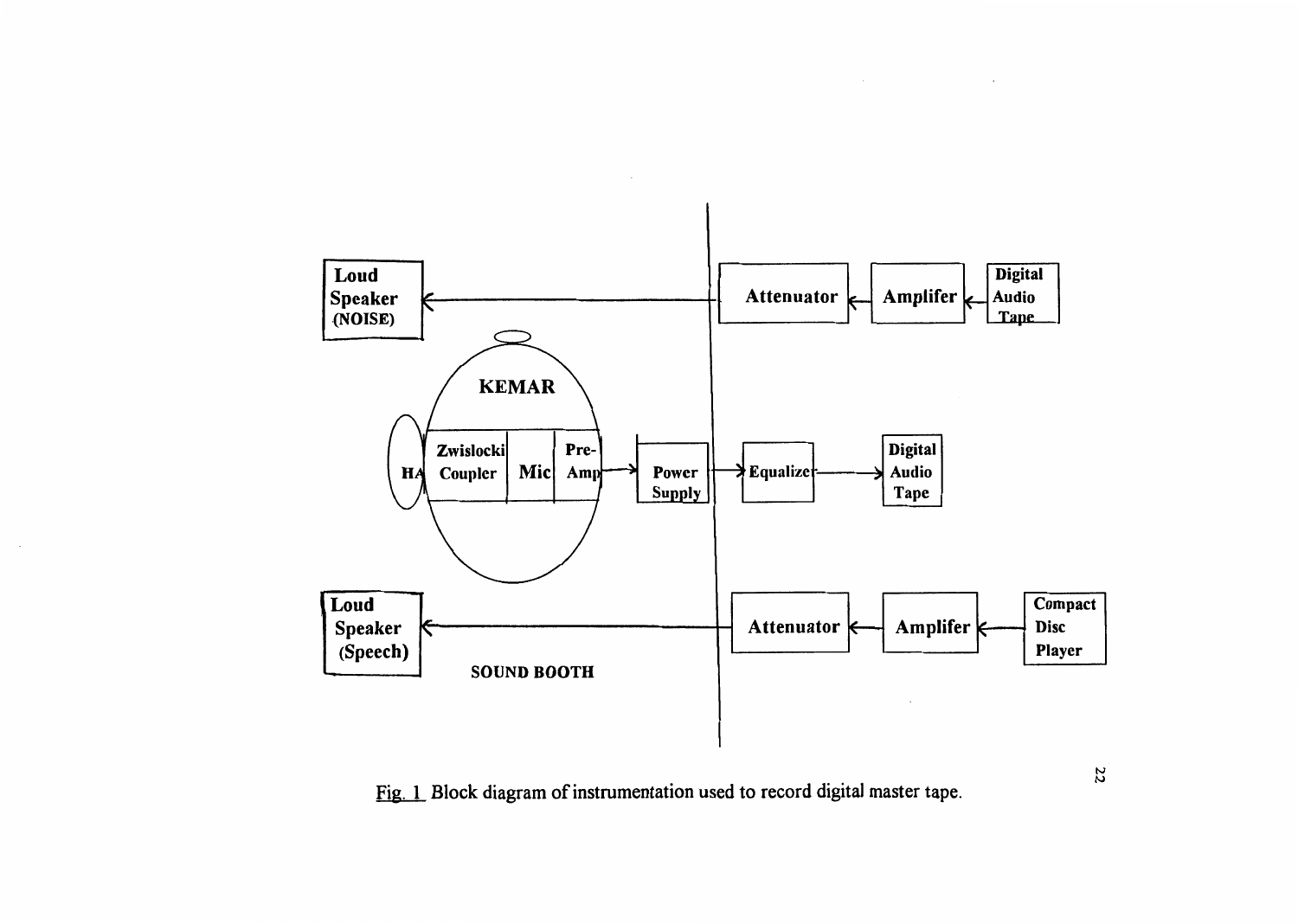Fig. 1 Block diagram of instrumentation used to record digital master tape.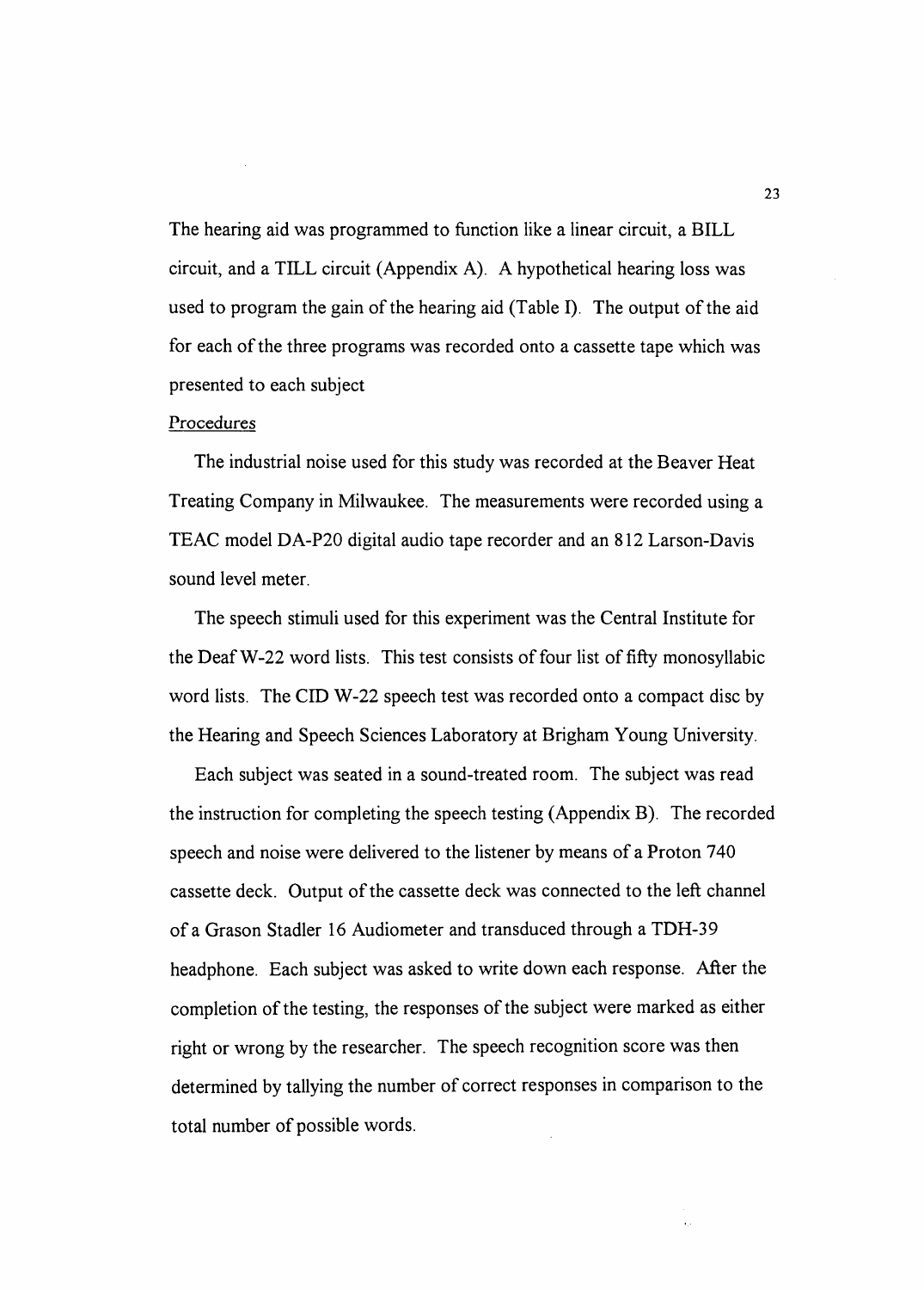The hearing aid was programmed to function like a linear circuit, a BILL circuit, and a TILL circuit (Appendix A). A hypothetical hearing loss was used to program the gain of the hearing aid (Table I). The output of the aid for each of the three programs was recorded onto a cassette tape which was presented to each subject

Procedures

The industrial noise used for this study was recorded at the Beaver Heat Treating Company in Milwaukee. The measurements were recorded using a TEAC model DA-P20 digital audio tape recorder and an 812 Larson-Davis sound level meter.

The speech stimuli used for this experiment was the Central Institute for the Deaf W-22 word lists. This test consists of four list of fifty monosyllabic word lists. The CID W-22 speech test was recorded onto a compact disc by the Hearing and Speech Sciences Laboratory at Brigham Young University.

Each subject was seated in a sound-treated room. The subject was read the instruction for completing the speech testing (Appendix B). The recorded speech and noise were delivered to the listener by means of a Proton 740 cassette deck. Output of the cassette deck was connected to the left channel of a Grason Stadler 16 Audiometer and transduced through a TDH-39 headphone. Each subject was asked to write down each response. After the completion of the testing, the responses of the subject were marked as either right or wrong by the researcher. The speech recognition score was then determined by tallying the number of correct responses in comparison to the total number of possible words.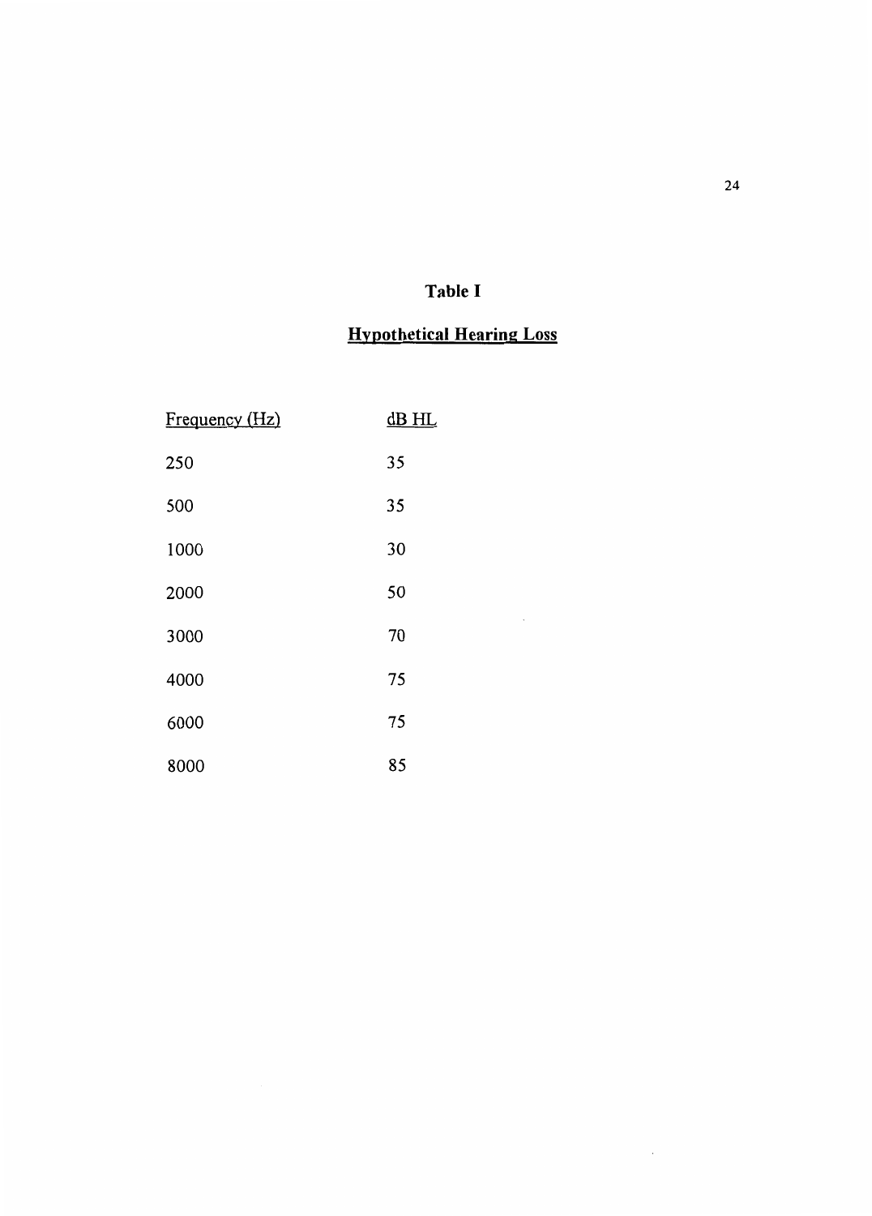**Table I**

**Hypothetical Hearing Loss**

| Frequency (Hz) | dB HL |
|---|---|
| 250 | 35 |
| 500 | 35 |
| 1000 | 30 |
| 2000 | 50 |
| 3000 | 70 |
| 4000 | 75 |
| 6000 | 75 |
| 8000 | 85 |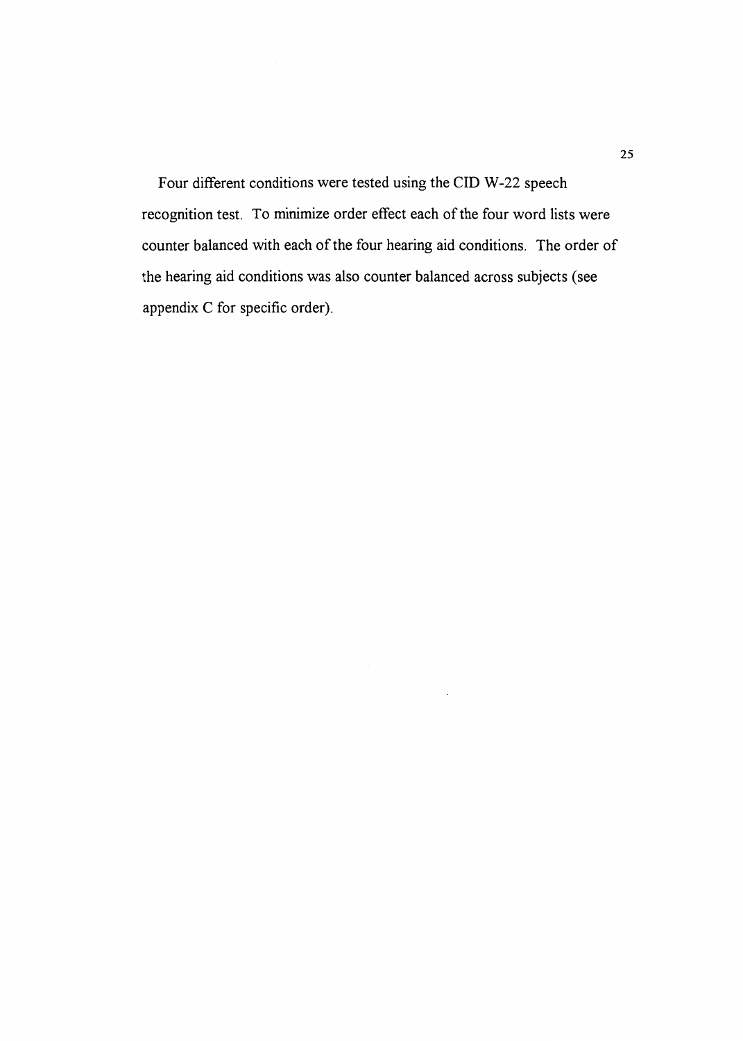Four different conditions were tested using the CID W-22 speech recognition test. To minimize order effect each of the four word lists were counter balanced with each of the four hearing aid conditions. The order of the hearing aid conditions was also counter balanced across subjects (see appendix C for specific order).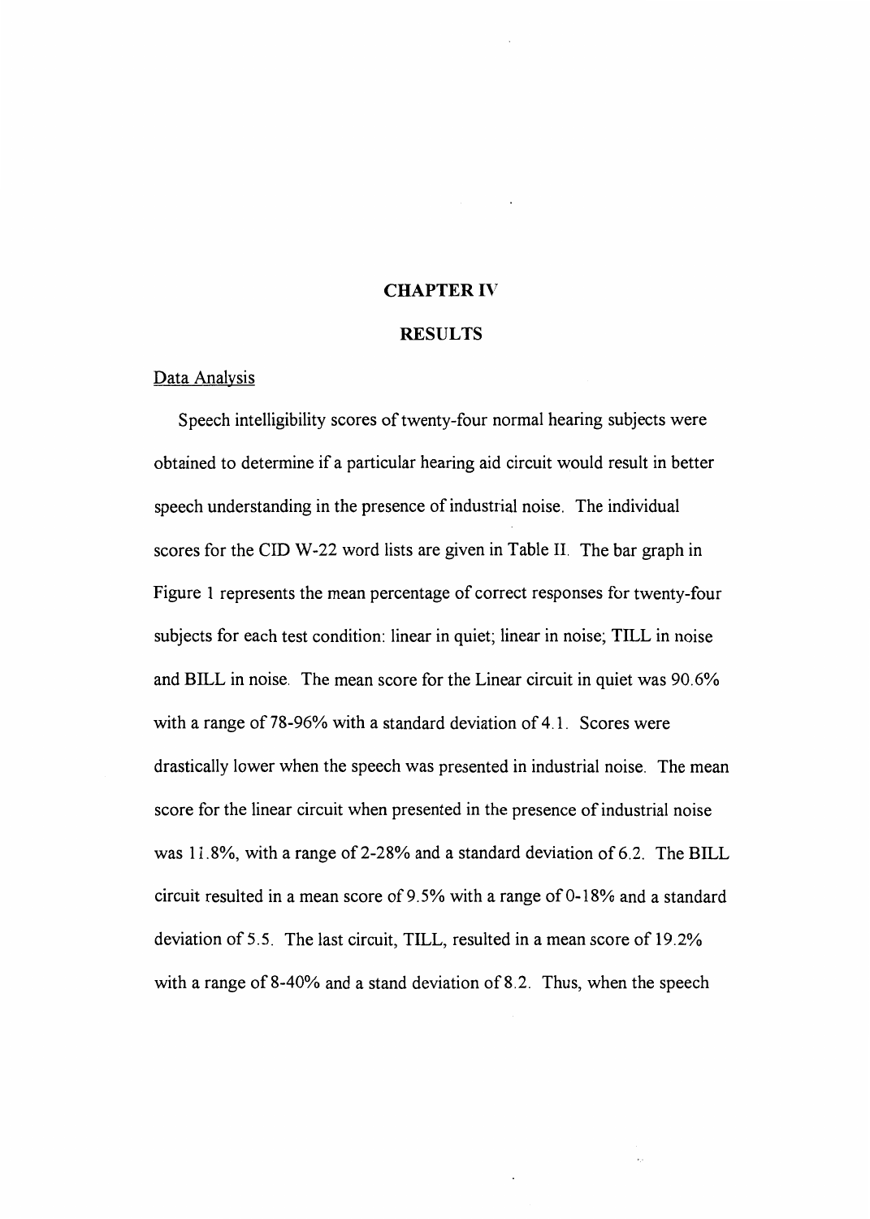# CHAPTER IV

## RESULTS

### Data Analysis

Speech intelligibility scores of twenty-four normal hearing subjects were obtained to determine if a particular hearing aid circuit would result in better speech understanding in the presence of industrial noise. The individual scores for the CID W-22 word lists are given in Table II. The bar graph in Figure 1 represents the mean percentage of correct responses for twenty-four subjects for each test condition: linear in quiet; linear in noise; TILL in noise and BILL in noise. The mean score for the Linear circuit in quiet was 90.6% with a range of 78-96% with a standard deviation of 4.1. Scores were drastically lower when the speech was presented in industrial noise. The mean score for the linear circuit when presented in the presence of industrial noise was 11.8%, with a range of 2-28% and a standard deviation of 6.2. The BILL circuit resulted in a mean score of 9.5% with a range of 0-18% and a standard deviation of 5.5. The last circuit, TILL, resulted in a mean score of 19.2% with a range of 8-40% and a stand deviation of 8.2. Thus, when the speech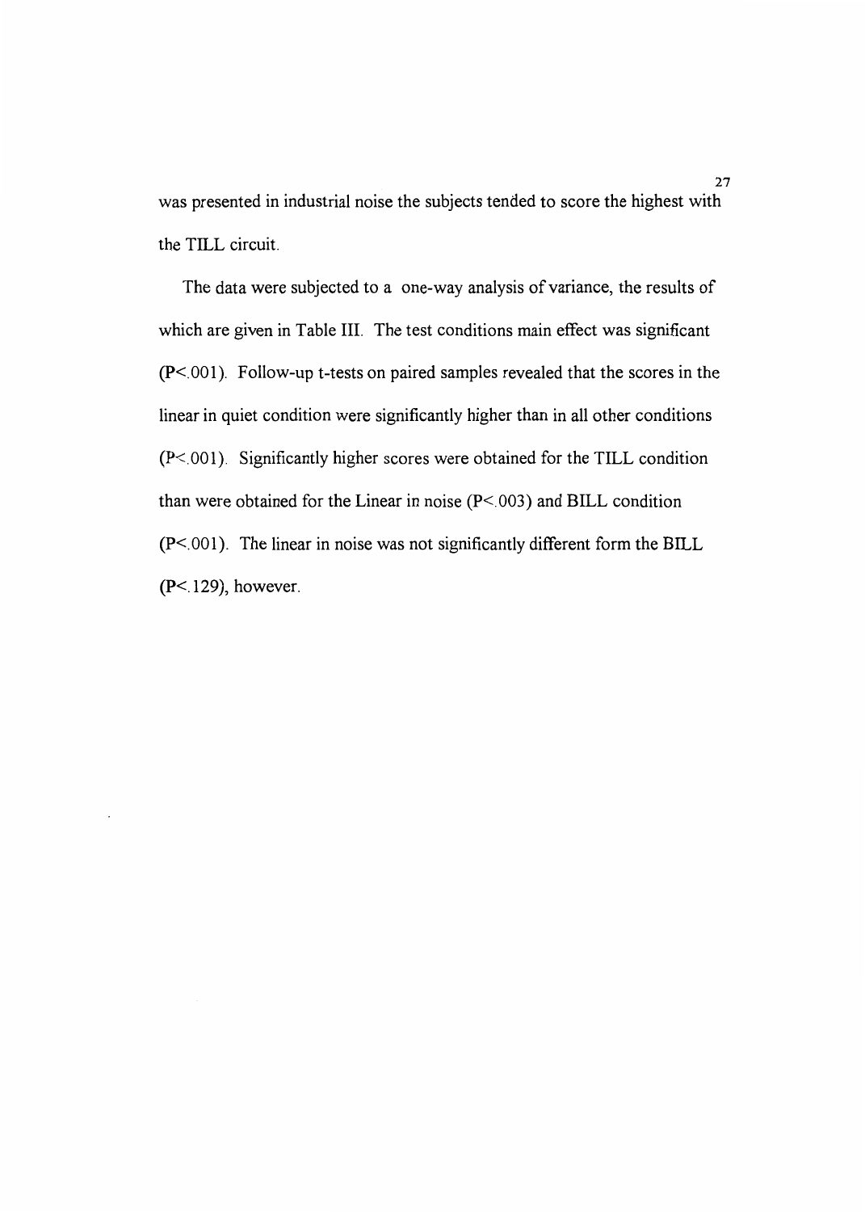was presented in industrial noise the subjects tended to score the highest with the TILL circuit.

The data were subjected to a one-way analysis of variance, the results of which are given in Table III. The test conditions main effect was significant ($P < .001$). Follow-up t-tests on paired samples revealed that the scores in the linear in quiet condition were significantly higher than in all other conditions ($P < .001$). Significantly higher scores were obtained for the TILL condition than were obtained for the Linear in noise ($P < .003$) and BILL condition ($P < .001$). The linear in noise was not significantly different form the BILL ($P < .129$), however.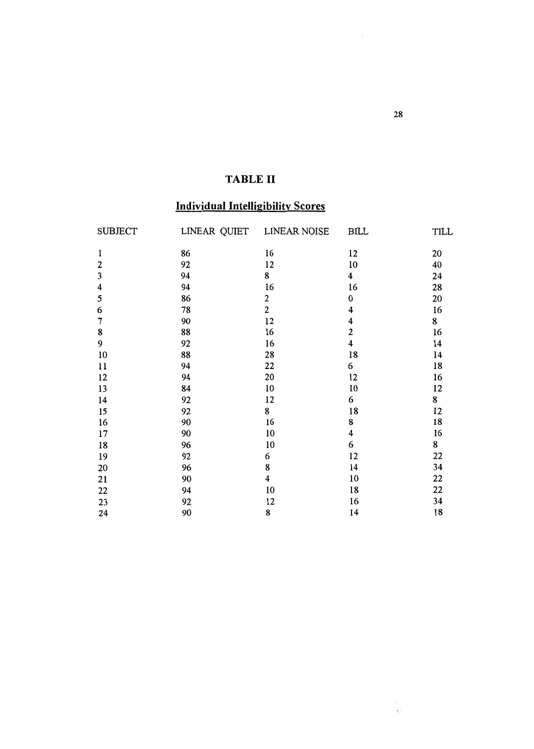## TABLE II

### Individual Intelligibility Scores

| SUBJECT | LINEAR QUIET | LINEAR NOISE | BILL | TILL |
|---|---|---|---|---|
| 1 | 86 | 16 | 12 | 20 |
| 2 | 92 | 12 | 10 | 40 |
| 3 | 94 | 8 | 4 | 24 |
| 4 | 94 | 16 | 16 | 28 |
| 5 | 86 | 2 | 0 | 20 |
| 6 | 78 | 2 | 4 | 16 |
| 7 | 90 | 12 | 4 | 8 |
| 8 | 88 | 16 | 2 | 16 |
| 9 | 92 | 16 | 4 | 14 |
| 10 | 88 | 28 | 18 | 14 |
| 11 | 94 | 22 | 6 | 18 |
| 12 | 94 | 20 | 12 | 16 |
| 13 | 84 | 10 | 10 | 12 |
| 14 | 92 | 12 | 6 | 8 |
| 15 | 92 | 8 | 18 | 12 |
| 16 | 90 | 16 | 8 | 18 |
| 17 | 90 | 10 | 4 | 16 |
| 18 | 96 | 10 | 6 | 8 |
| 19 | 92 | 6 | 12 | 22 |
| 20 | 96 | 8 | 14 | 34 |
| 21 | 90 | 4 | 10 | 22 |
| 22 | 94 | 10 | 18 | 22 |
| 23 | 92 | 12 | 16 | 34 |
| 24 | 90 | 8 | 14 | 18 |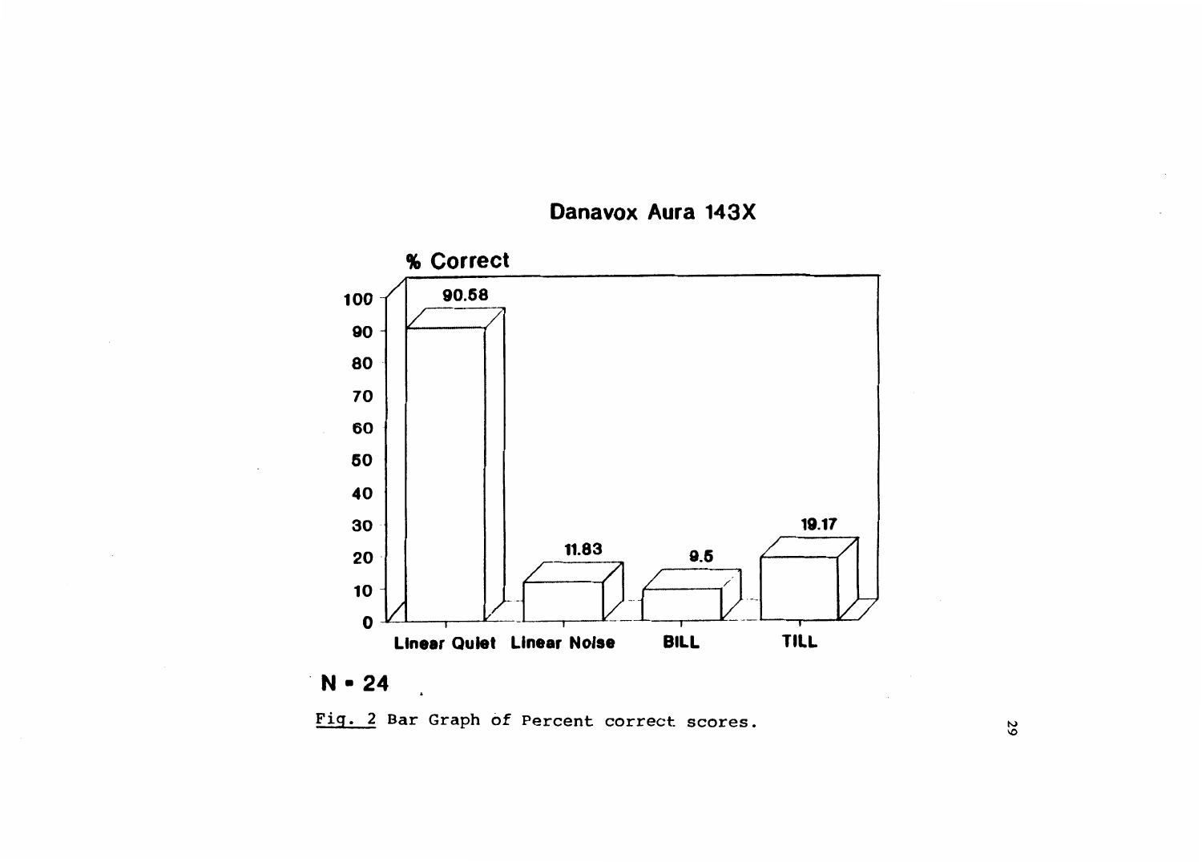## Danavox Aura 143X

% Correct

| Condition | % Correct |
|---|---|
| Linear Quiet | 90.58 |
| Linear Noise | 11.83 |
| BILL | 9.5 |
| TILL | 19.17 |

N = 24

Fig. 2 Bar Graph of Percent correct scores.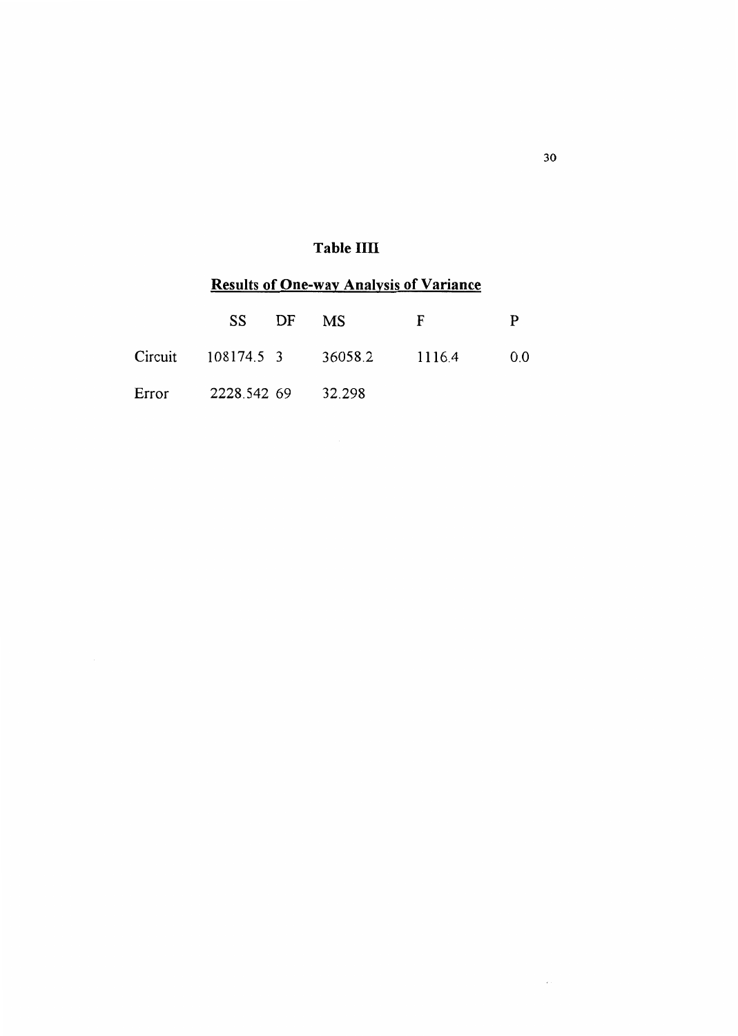**Table IIII**

**Results of One-way Analysis of Variance**

| | SS | DF | MS | F | P |
|---|---|---|---|---|---|
| Circuit | 108174.5 | 3 | 36058.2 | 1116.4 | 0.0 |
| Error | 2228.542 | 69 | 32.298 | | |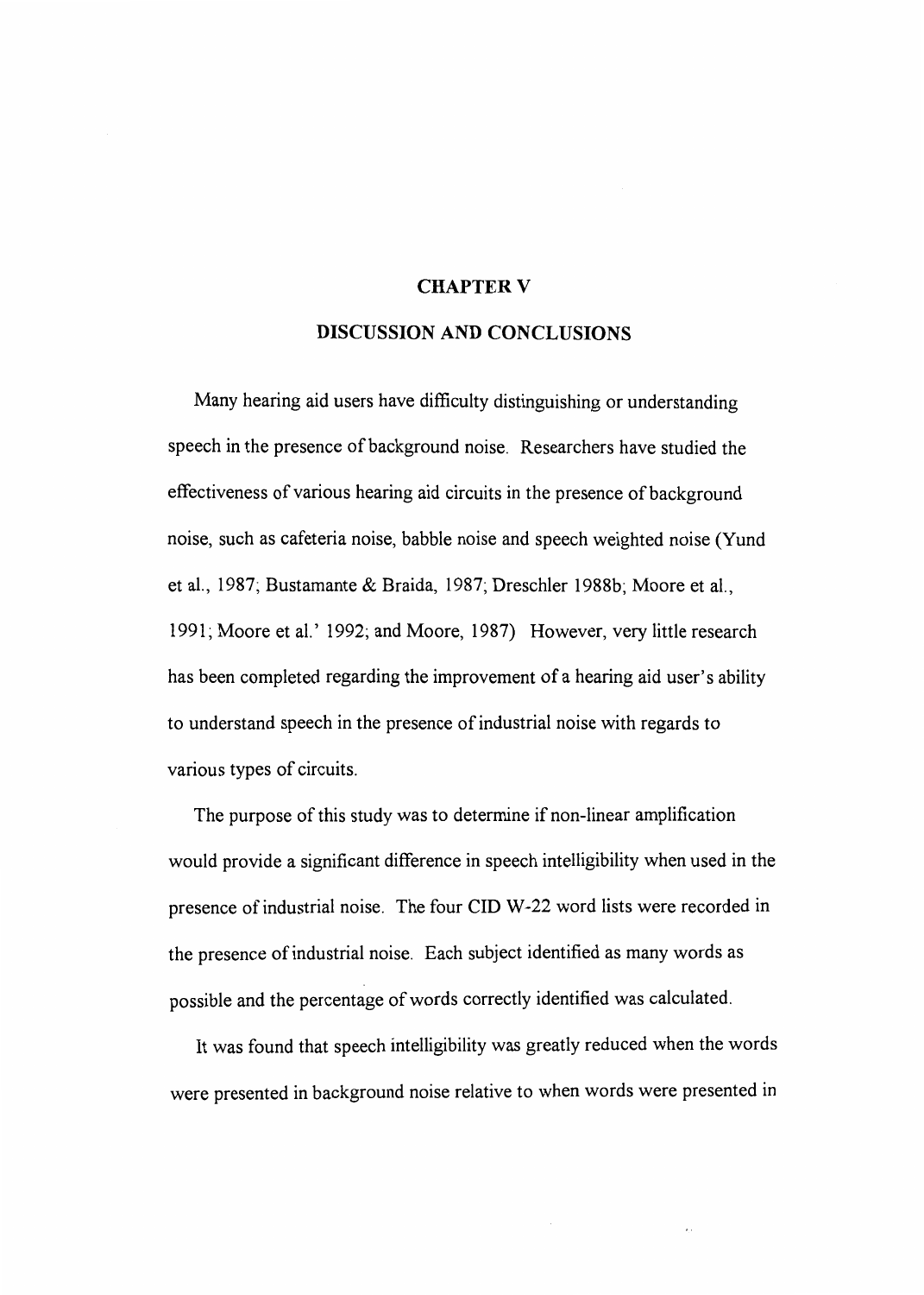# CHAPTER V

## DISCUSSION AND CONCLUSIONS

Many hearing aid users have difficulty distinguishing or understanding speech in the presence of background noise. Researchers have studied the effectiveness of various hearing aid circuits in the presence of background noise, such as cafeteria noise, babble noise and speech weighted noise (Yund et al., 1987; Bustamante & Braida, 1987; Dreschler 1988b; Moore et al., 1991; Moore et al.' 1992; and Moore, 1987) However, very little research has been completed regarding the improvement of a hearing aid user's ability to understand speech in the presence of industrial noise with regards to various types of circuits.

The purpose of this study was to determine if non-linear amplification would provide a significant difference in speech intelligibility when used in the presence of industrial noise. The four CID W-22 word lists were recorded in the presence of industrial noise. Each subject identified as many words as possible and the percentage of words correctly identified was calculated.

It was found that speech intelligibility was greatly reduced when the words were presented in background noise relative to when words were presented in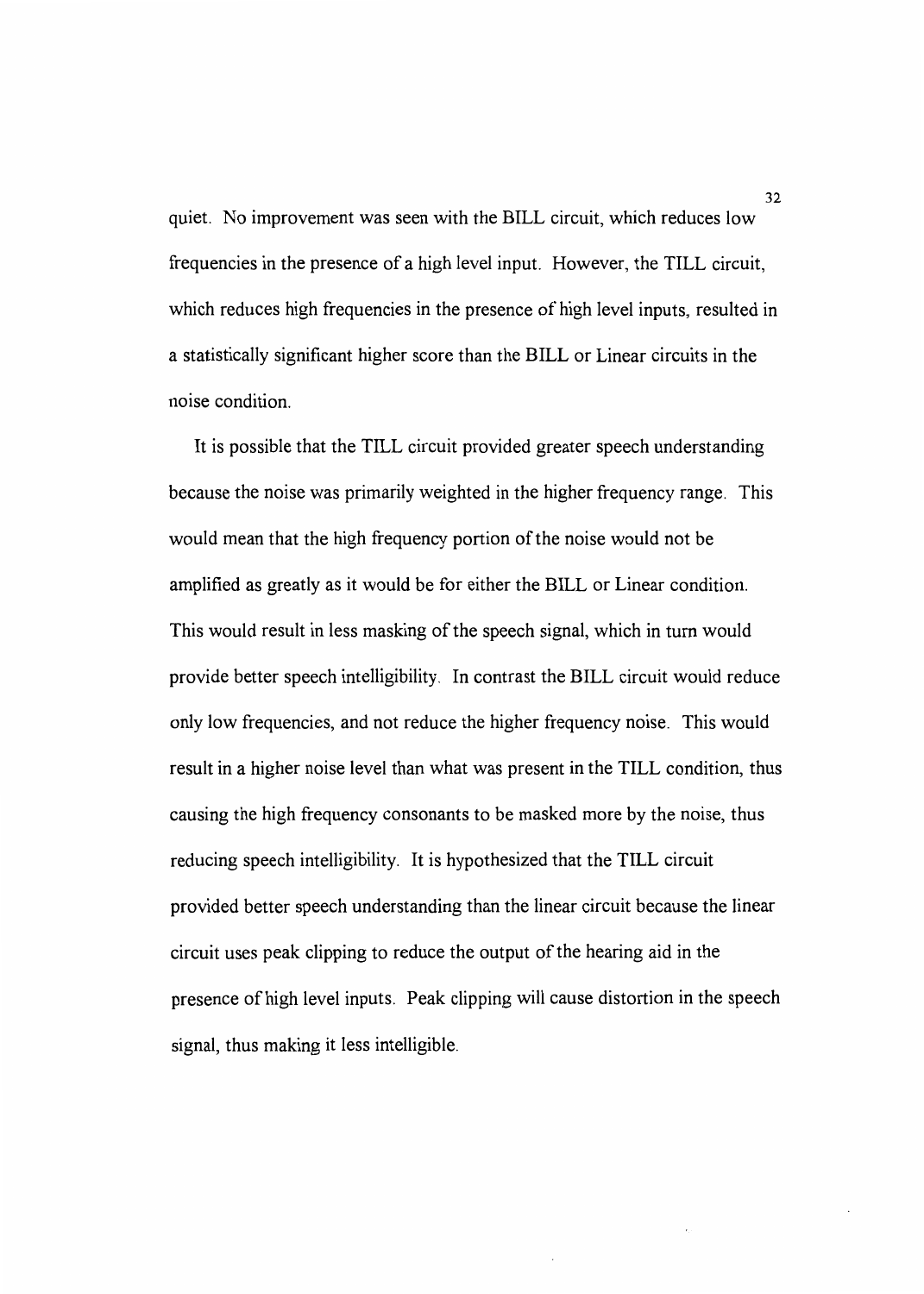quiet. No improvement was seen with the BILL circuit, which reduces low frequencies in the presence of a high level input. However, the TILL circuit, which reduces high frequencies in the presence of high level inputs, resulted in a statistically significant higher score than the BILL or Linear circuits in the noise condition.

It is possible that the TILL circuit provided greater speech understanding because the noise was primarily weighted in the higher frequency range. This would mean that the high frequency portion of the noise would not be amplified as greatly as it would be for either the BILL or Linear condition. This would result in less masking of the speech signal, which in turn would provide better speech intelligibility. In contrast the BILL circuit would reduce only low frequencies, and not reduce the higher frequency noise. This would result in a higher noise level than what was present in the TILL condition, thus causing the high frequency consonants to be masked more by the noise, thus reducing speech intelligibility. It is hypothesized that the TILL circuit provided better speech understanding than the linear circuit because the linear circuit uses peak clipping to reduce the output of the hearing aid in the presence of high level inputs. Peak clipping will cause distortion in the speech signal, thus making it less intelligible.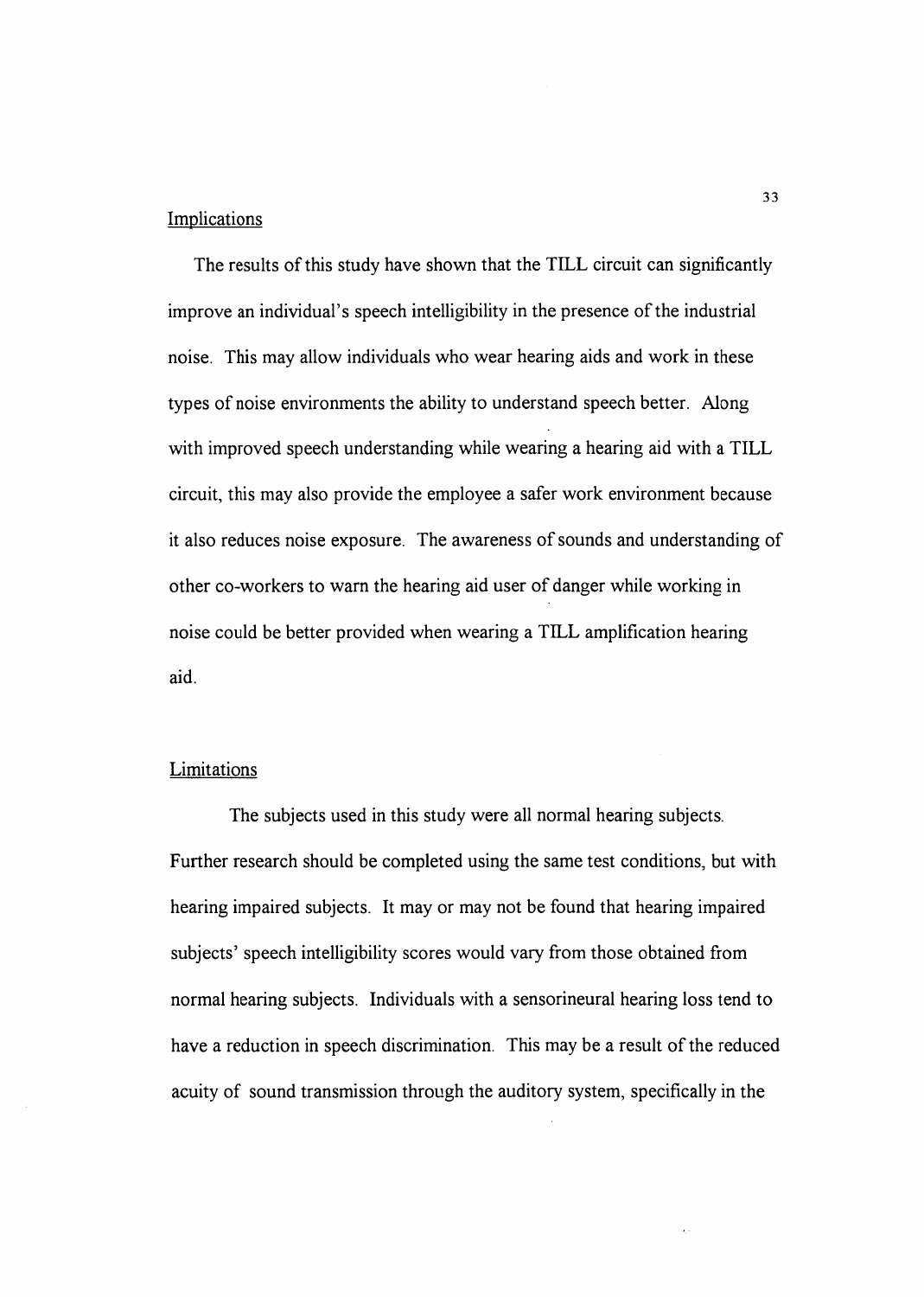## Implications

The results of this study have shown that the TILL circuit can significantly improve an individual's speech intelligibility in the presence of the industrial noise. This may allow individuals who wear hearing aids and work in these types of noise environments the ability to understand speech better. Along with improved speech understanding while wearing a hearing aid with a TILL circuit, this may also provide the employee a safer work environment because it also reduces noise exposure. The awareness of sounds and understanding of other co-workers to warn the hearing aid user of danger while working in noise could be better provided when wearing a TILL amplification hearing aid.

## Limitations

The subjects used in this study were all normal hearing subjects. Further research should be completed using the same test conditions, but with hearing impaired subjects. It may or may not be found that hearing impaired subjects' speech intelligibility scores would vary from those obtained from normal hearing subjects. Individuals with a sensorineural hearing loss tend to have a reduction in speech discrimination. This may be a result of the reduced acuity of sound transmission through the auditory system, specifically in the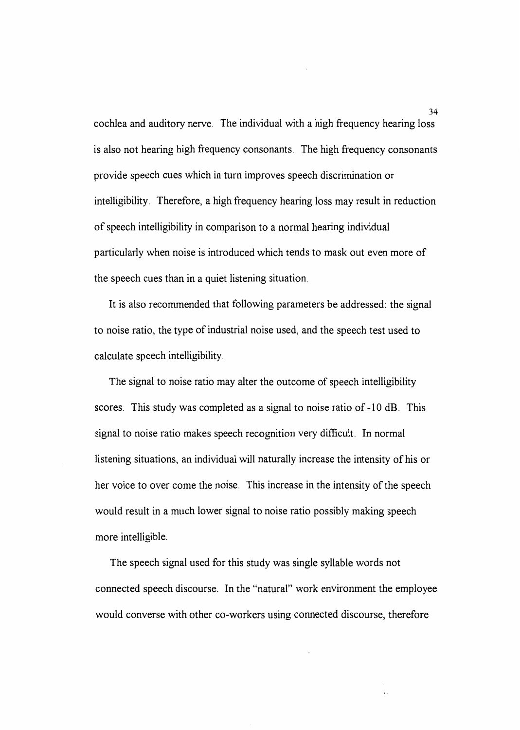cochlea and auditory nerve. The individual with a high frequency hearing loss is also not hearing high frequency consonants. The high frequency consonants provide speech cues which in turn improves speech discrimination or intelligibility. Therefore, a high frequency hearing loss may result in reduction of speech intelligibility in comparison to a normal hearing individual particularly when noise is introduced which tends to mask out even more of the speech cues than in a quiet listening situation.

It is also recommended that following parameters be addressed: the signal to noise ratio, the type of industrial noise used, and the speech test used to calculate speech intelligibility.

The signal to noise ratio may alter the outcome of speech intelligibility scores. This study was completed as a signal to noise ratio of -10 dB. This signal to noise ratio makes speech recognition very difficult. In normal listening situations, an individual will naturally increase the intensity of his or her voice to over come the noise. This increase in the intensity of the speech would result in a much lower signal to noise ratio possibly making speech more intelligible.

The speech signal used for this study was single syllable words not connected speech discourse. In the "natural" work environment the employee would converse with other co-workers using connected discourse, therefore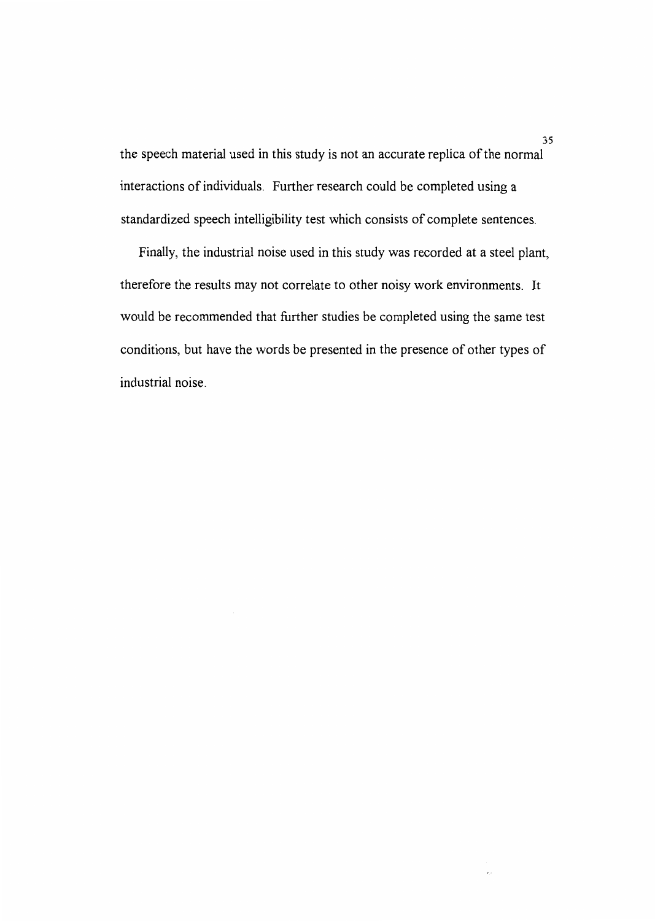the speech material used in this study is not an accurate replica of the normal interactions of individuals. Further research could be completed using a standardized speech intelligibility test which consists of complete sentences.

Finally, the industrial noise used in this study was recorded at a steel plant, therefore the results may not correlate to other noisy work environments. It would be recommended that further studies be completed using the same test conditions, but have the words be presented in the presence of other types of industrial noise.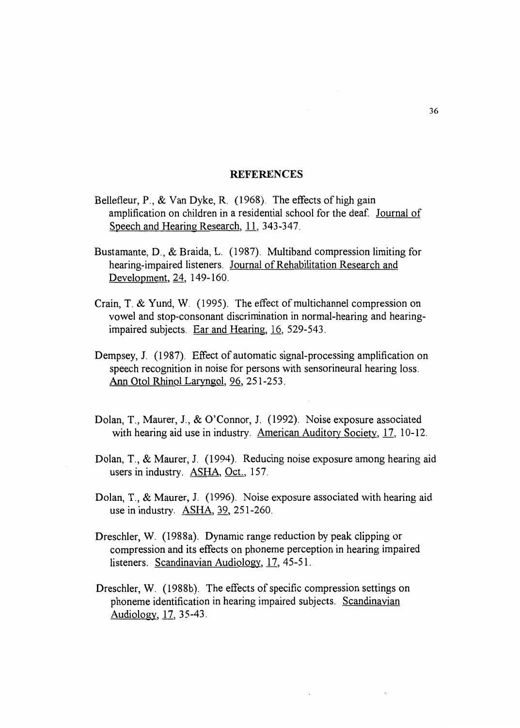## REFERENCES

Bellefleur, P., & Van Dyke, R. (1968). The effects of high gain amplification on children in a residential school for the deaf. Journal of Speech and Hearing Research, 11, 343-347.

Bustamante, D., & Braida, L. (1987). Multiband compression limiting for hearing-impaired listeners. Journal of Rehabilitation Research and Development, 24, 149-160.

Crain, T. & Yund, W. (1995). The effect of multichannel compression on vowel and stop-consonant discrimination in normal-hearing and hearing-impaired subjects. Ear and Hearing, 16, 529-543.

Dempsey, J. (1987). Effect of automatic signal-processing amplification on speech recognition in noise for persons with sensorineural hearing loss. Ann Otol Rhinol Laryngol, 96, 251-253.

Dolan, T., Maurer, J., & O'Connor, J. (1992). Noise exposure associated with hearing aid use in industry. American Auditory Society, 17, 10-12.

Dolan, T., & Maurer, J. (1994). Reducing noise exposure among hearing aid users in industry. ASHA, Oct., 157.

Dolan, T., & Maurer, J. (1996). Noise exposure associated with hearing aid use in industry. ASHA, 39, 251-260.

Dreschler, W. (1988a). Dynamic range reduction by peak clipping or compression and its effects on phoneme perception in hearing impaired listeners. Scandinavian Audiology, 17, 45-51.

Dreschler, W. (1988b). The effects of specific compression settings on phoneme identification in hearing impaired subjects. Scandinavian Audiology, 17, 35-43.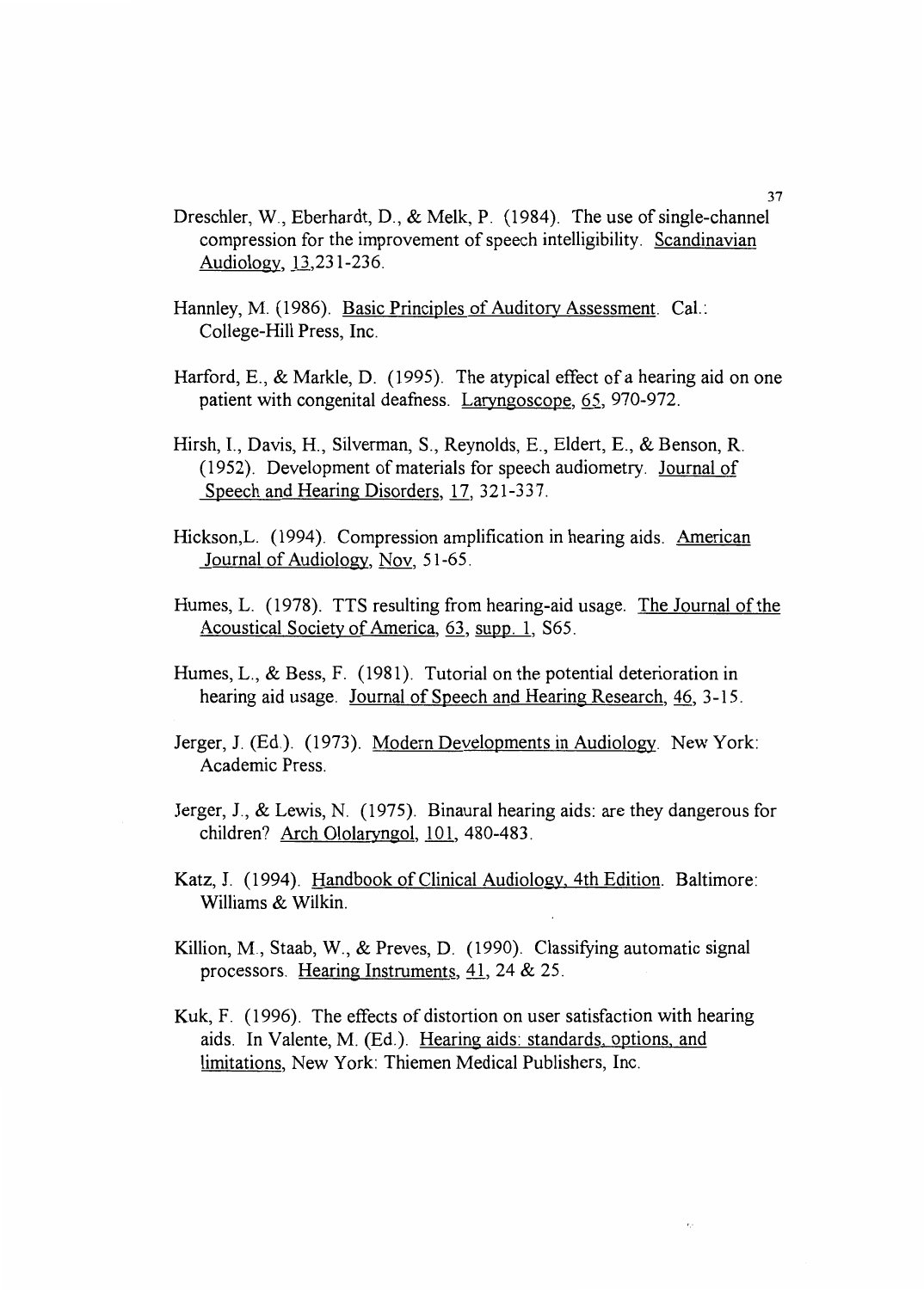Dreschler, W., Eberhardt, D., & Melk, P. (1984). The use of single-channel compression for the improvement of speech intelligibility. Scandinavian Audiology, 13,231-236.

Hannley, M. (1986). Basic Principles of Auditory Assessment. Cal.: College-Hill Press, Inc.

Harford, E., & Markle, D. (1995). The atypical effect of a hearing aid on one patient with congenital deafness. Laryngoscope, 65, 970-972.

Hirsh, I., Davis, H., Silverman, S., Reynolds, E., Eldert, E., & Benson, R. (1952). Development of materials for speech audiometry. Journal of Speech and Hearing Disorders, 17, 321-337.

Hickson,L. (1994). Compression amplification in hearing aids. American Journal of Audiology, Nov, 51-65.

Humes, L. (1978). TTS resulting from hearing-aid usage. The Journal of the Acoustical Society of America, 63, supp. 1, S65.

Humes, L., & Bess, F. (1981). Tutorial on the potential deterioration in hearing aid usage. Journal of Speech and Hearing Research, 46, 3-15.

Jerger, J. (Ed.). (1973). Modern Developments in Audiology. New York: Academic Press.

Jerger, J., & Lewis, N. (1975). Binaural hearing aids: are they dangerous for children? Arch Ololaryngol, 101, 480-483.

Katz, J. (1994). Handbook of Clinical Audiology, 4th Edition. Baltimore: Williams & Wilkin.

Killion, M., Staab, W., & Preves, D. (1990). Classifying automatic signal processors. Hearing Instruments, 41, 24 & 25.

Kuk, F. (1996). The effects of distortion on user satisfaction with hearing aids. In Valente, M. (Ed.). Hearing aids: standards, options, and limitations, New York: Thiemen Medical Publishers, Inc.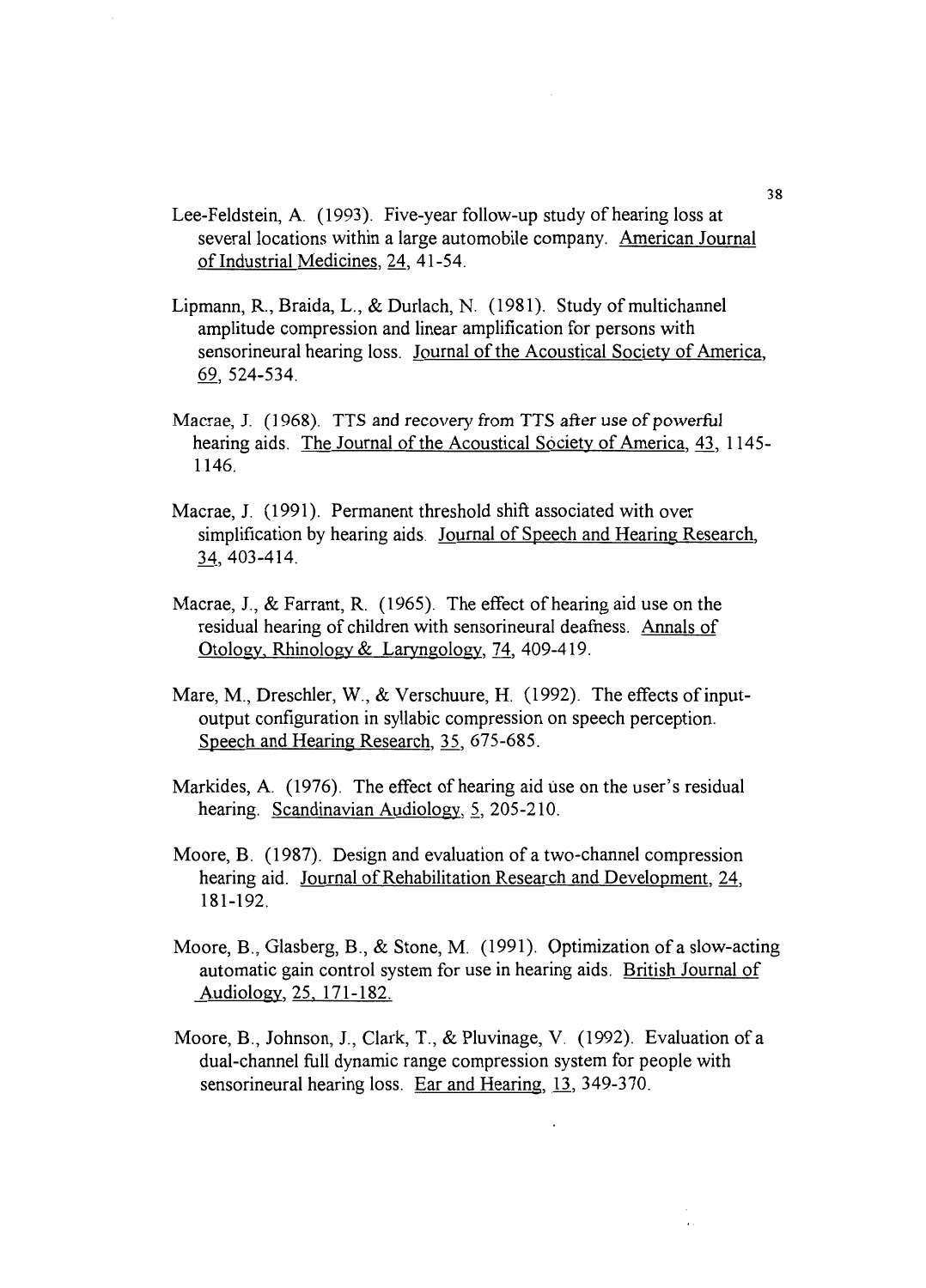Lee-Feldstein, A. (1993). Five-year follow-up study of hearing loss at several locations within a large automobile company. American Journal of Industrial Medicines, 24, 41-54.

Lipmann, R., Braida, L., & Durlach, N. (1981). Study of multichannel amplitude compression and linear amplification for persons with sensorineural hearing loss. Journal of the Acoustical Society of America, 69, 524-534.

Macrae, J. (1968). TTS and recovery from TTS after use of powerful hearing aids. The Journal of the Acoustical Society of America, 43, 1145-1146.

Macrae, J. (1991). Permanent threshold shift associated with over simplification by hearing aids. Journal of Speech and Hearing Research, 34, 403-414.

Macrae, J., & Farrant, R. (1965). The effect of hearing aid use on the residual hearing of children with sensorineural deafness. Annals of Otology, Rhinology & Laryngology, 74, 409-419.

Mare, M., Dreschler, W., & Verschuure, H. (1992). The effects of input-output configuration in syllabic compression on speech perception. Speech and Hearing Research, 35, 675-685.

Markides, A. (1976). The effect of hearing aid use on the user's residual hearing. Scandinavian Audiology, 5, 205-210.

Moore, B. (1987). Design and evaluation of a two-channel compression hearing aid. Journal of Rehabilitation Research and Development, 24, 181-192.

Moore, B., Glasberg, B., & Stone, M. (1991). Optimization of a slow-acting automatic gain control system for use in hearing aids. British Journal of Audiology, 25, 171-182.

Moore, B., Johnson, J., Clark, T., & Pluvinage, V. (1992). Evaluation of a dual-channel full dynamic range compression system for people with sensorineural hearing loss. Ear and Hearing, 13, 349-370.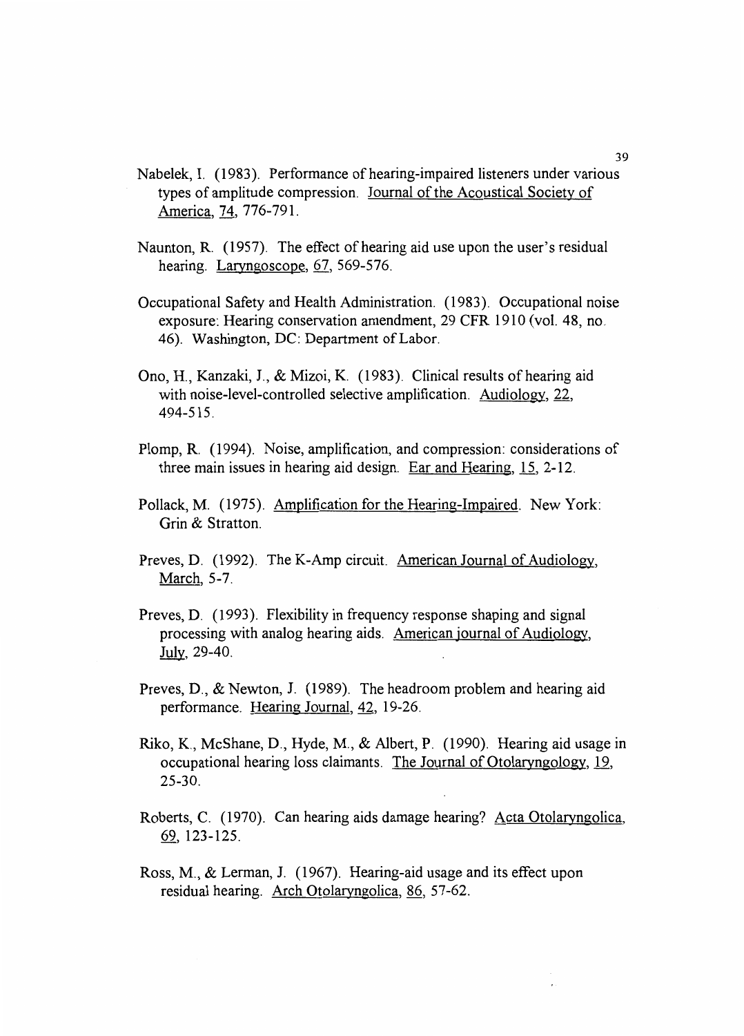Nabelek, I. (1983). Performance of hearing-impaired listeners under various types of amplitude compression. Journal of the Acoustical Society of America, 74, 776-791.

Naunton, R. (1957). The effect of hearing aid use upon the user's residual hearing. Laryngoscope, 67, 569-576.

Occupational Safety and Health Administration. (1983). Occupational noise exposure: Hearing conservation amendment, 29 CFR 1910 (vol. 48, no. 46). Washington, DC: Department of Labor.

Ono, H., Kanzaki, J., & Mizoi, K. (1983). Clinical results of hearing aid with noise-level-controlled selective amplification. Audiology, 22, 494-515.

Plomp, R. (1994). Noise, amplification, and compression: considerations of three main issues in hearing aid design. Ear and Hearing, 15, 2-12.

Pollack, M. (1975). Amplification for the Hearing-Impaired. New York: Grin & Stratton.

Preves, D. (1992). The K-Amp circuit. American Journal of Audiology, March, 5-7.

Preves, D. (1993). Flexibility in frequency response shaping and signal processing with analog hearing aids. American journal of Audiology, July, 29-40.

Preves, D., & Newton, J. (1989). The headroom problem and hearing aid performance. Hearing Journal, 42, 19-26.

Riko, K., McShane, D., Hyde, M., & Albert, P. (1990). Hearing aid usage in occupational hearing loss claimants. The Journal of Otolaryngology, 19, 25-30.

Roberts, C. (1970). Can hearing aids damage hearing? Acta Otolaryngolica, 69, 123-125.

Ross, M., & Lerman, J. (1967). Hearing-aid usage and its effect upon residual hearing. Arch Otolaryngolica, 86, 57-62.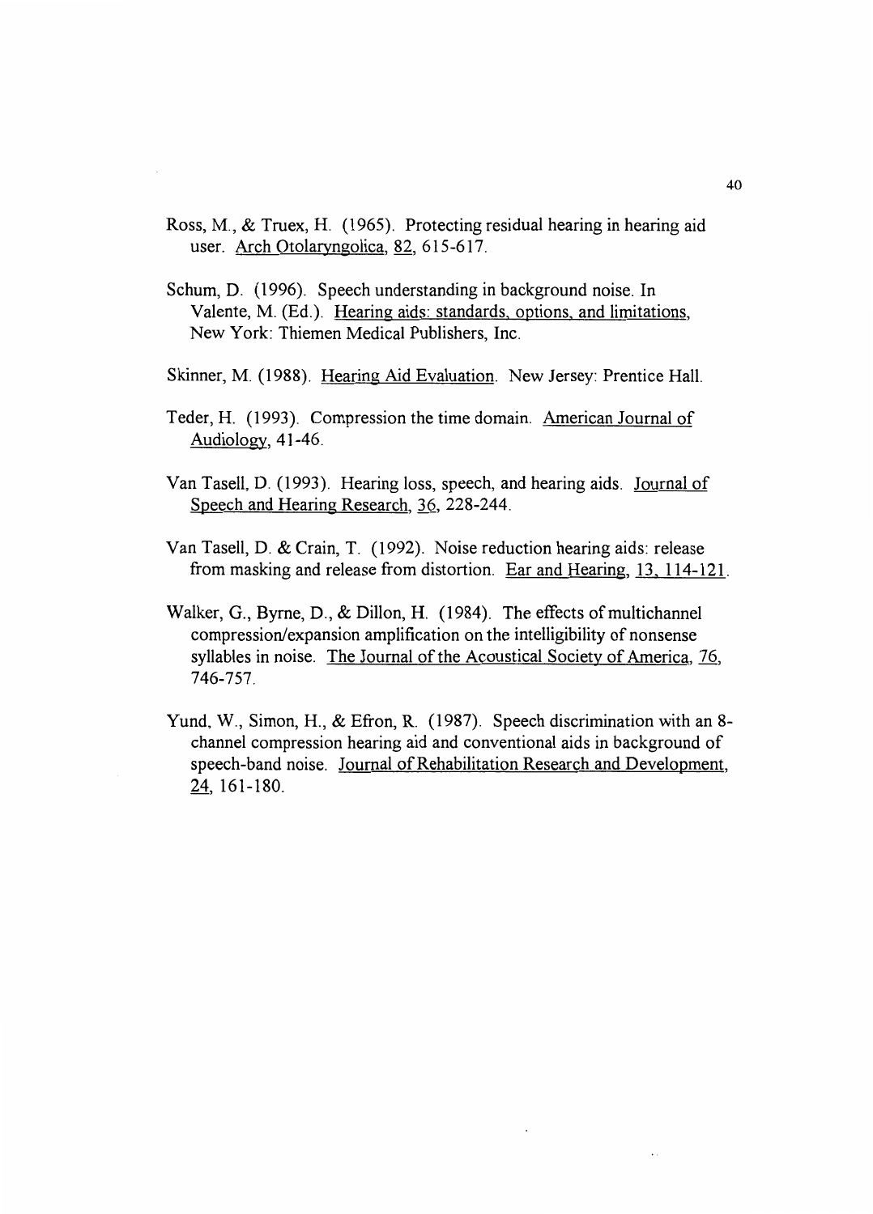Ross, M., & Truex, H. (1965). Protecting residual hearing in hearing aid user. Arch Otolaryngolica, 82, 615-617.

Schum, D. (1996). Speech understanding in background noise. In Valente, M. (Ed.). Hearing aids: standards, options, and limitations, New York: Thiemen Medical Publishers, Inc.

Skinner, M. (1988). Hearing Aid Evaluation. New Jersey: Prentice Hall.

Teder, H. (1993). Compression the time domain. American Journal of Audiology, 41-46.

Van Tasell, D. (1993). Hearing loss, speech, and hearing aids. Journal of Speech and Hearing Research, 36, 228-244.

Van Tasell, D. & Crain, T. (1992). Noise reduction hearing aids: release from masking and release from distortion. Ear and Hearing, 13, 114-121.

Walker, G., Byrne, D., & Dillon, H. (1984). The effects of multichannel compression/expansion amplification on the intelligibility of nonsense syllables in noise. The Journal of the Acoustical Society of America, 76, 746-757.

Yund, W., Simon, H., & Efron, R. (1987). Speech discrimination with an 8-channel compression hearing aid and conventional aids in background of speech-band noise. Journal of Rehabilitation Research and Development, 24, 161-180.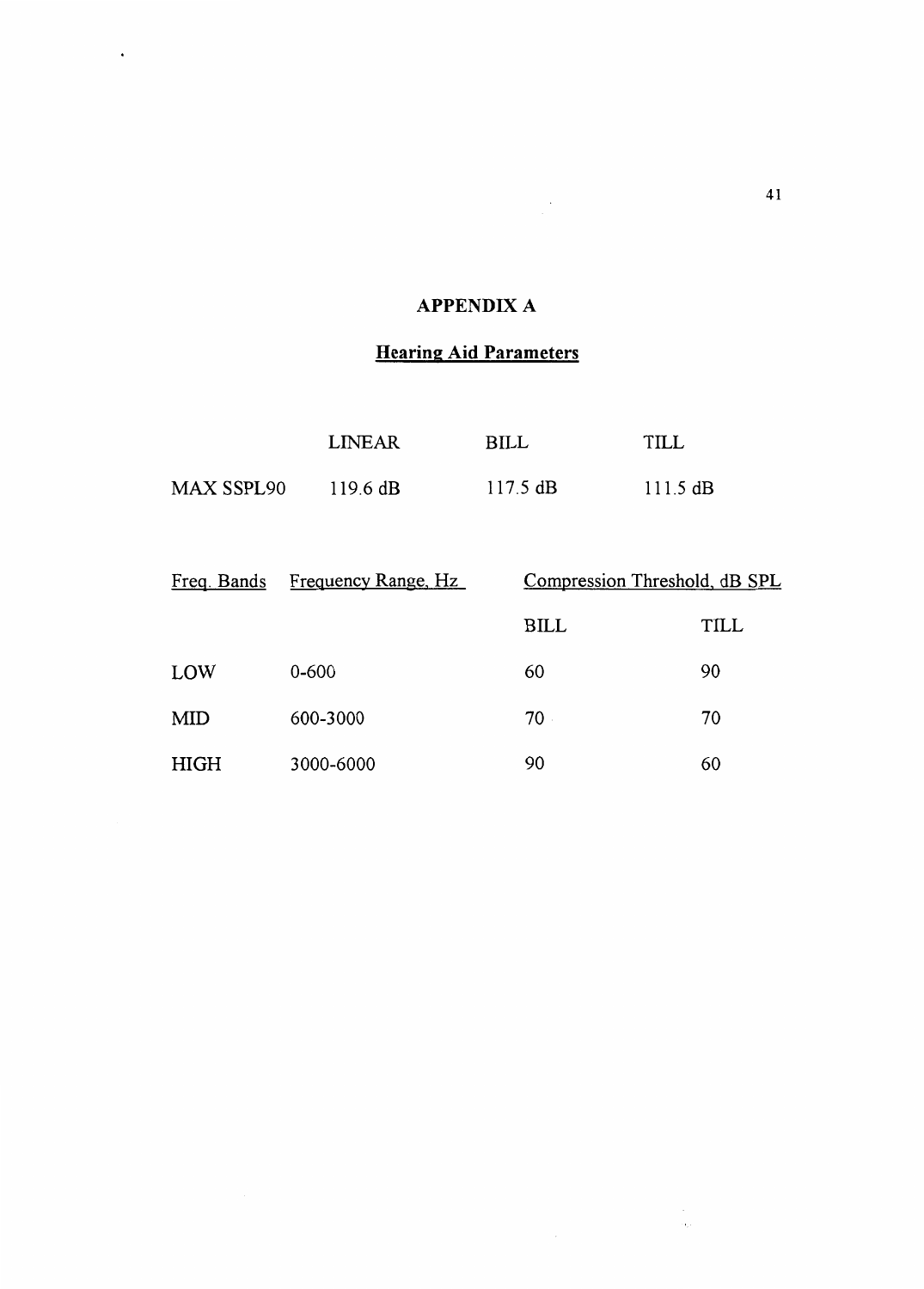# APPENDIX A

## Hearing Aid Parameters

| | LINEAR | BILL | TILL |
|---|---|---|---|
| MAX SSPL90 | 119.6 dB | 117.5 dB | 111.5 dB |

| Freq. Bands | Frequency Range, Hz | Compression Threshold, dB SPL | |
|---|---|---|---|
| | | BILL | TILL |
| LOW | 0-600 | 60 | 90 |
| MID | 600-3000 | 70 | 70 |
| HIGH | 3000-6000 | 90 | 60 |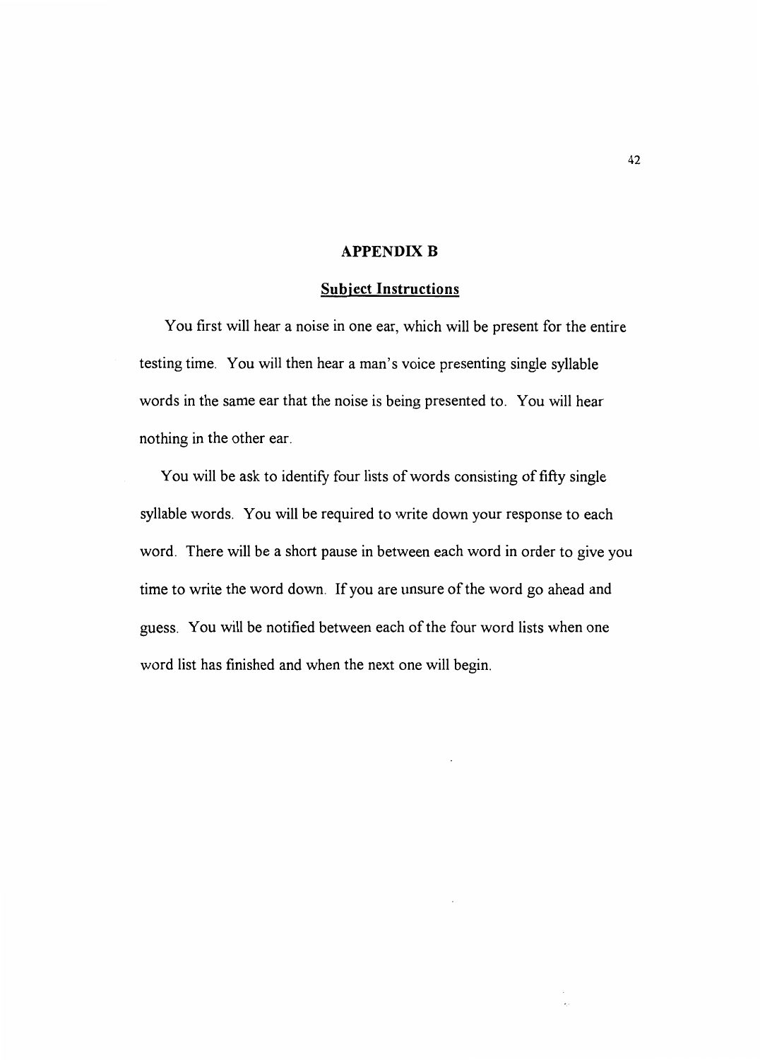# APPENDIX B

## Subject Instructions

You first will hear a noise in one ear, which will be present for the entire testing time. You will then hear a man's voice presenting single syllable words in the same ear that the noise is being presented to. You will hear nothing in the other ear.

You will be ask to identify four lists of words consisting of fifty single syllable words. You will be required to write down your response to each word. There will be a short pause in between each word in order to give you time to write the word down. If you are unsure of the word go ahead and guess. You will be notified between each of the four word lists when one word list has finished and when the next one will begin.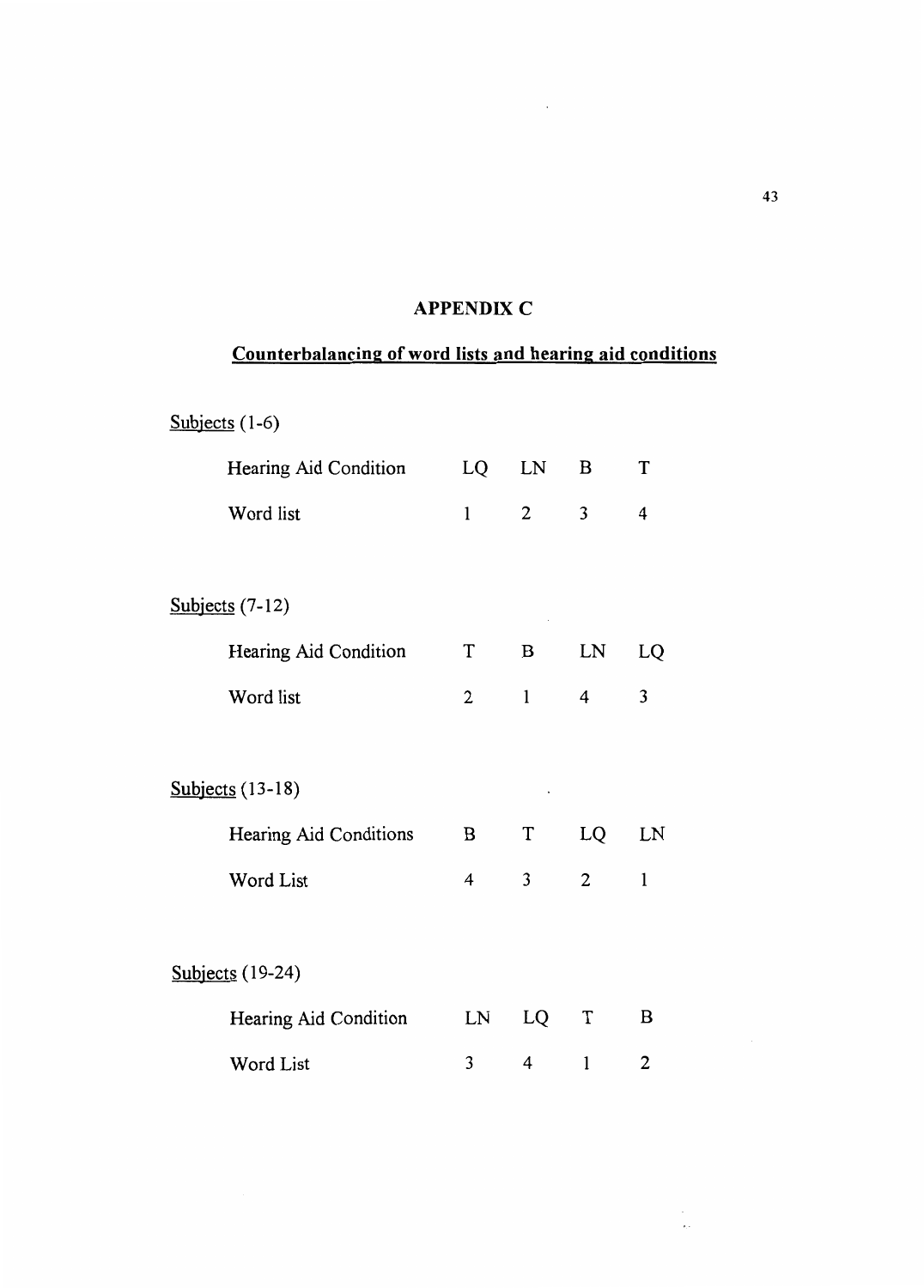# APPENDIX C

## Counterbalancing of word lists and hearing aid conditions

Subjects (1-6)

| | | | | |
|---|---|---|---|---|
| Hearing Aid Condition | LQ | LN | B | T |
| Word list | 1 | 2 | 3 | 4 |

Subjects (7-12)

| | | | | |
|---|---|---|---|---|
| Hearing Aid Condition | T | B | LN | LQ |
| Word list | 2 | 1 | 4 | 3 |

Subjects (13-18)

| | | | | |
|---|---|---|---|---|
| Hearing Aid Conditions | B | T | LQ | LN |
| Word List | 4 | 3 | 2 | 1 |

Subjects (19-24)

| | | | | |
|---|---|---|---|---|
| Hearing Aid Condition | LN | LQ | T | B |
| Word List | 3 | 4 | 1 | 2 |